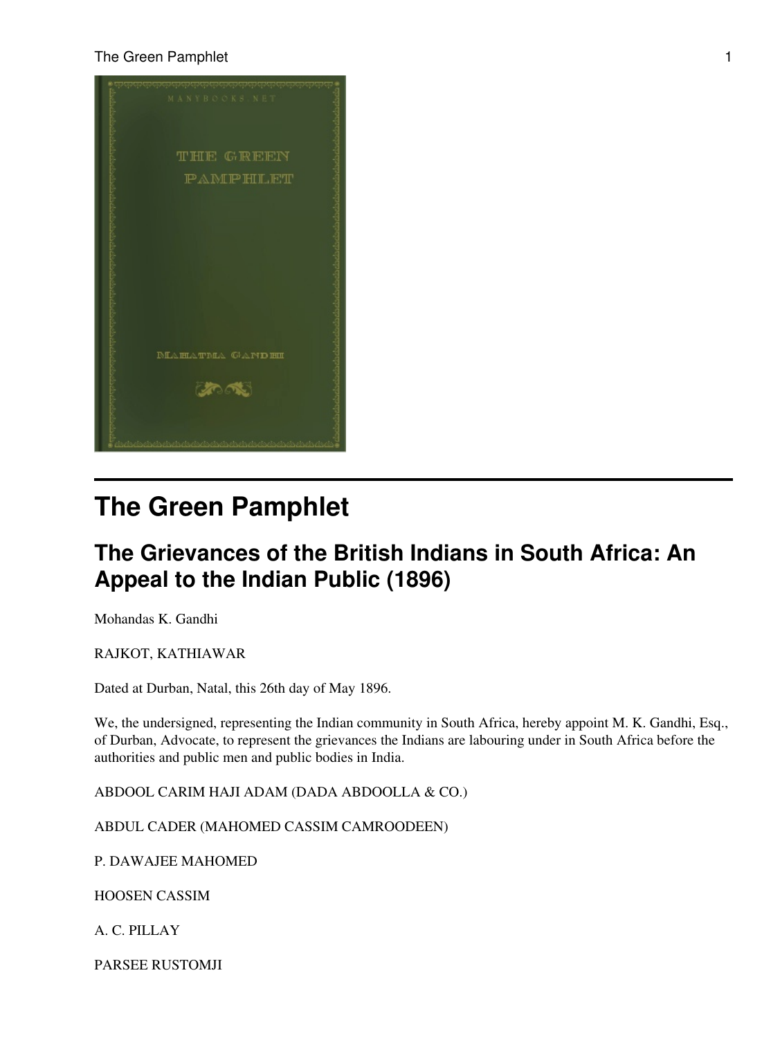# The Green Pamphlet

## The Grievances of the British Indians in South Africa: An Appeal to the Indian Public (1896)

Mohandas K. Gandhi

RAJKOT, KATHIAWAR

Dated at Durban, Natal, this 26th day of May 1896.

We, the undersigned, representing the Indian community in South Africa, hereby appoint M. K. Gandhi, Esq., of Durban, Advocate, to represent the grievances the Indians are labouring under in South Africa before the authorities and public men and public bodies in India.

ABDOOL CARIM HAJI ADAM (DADA ABDOOLLA & CO.)

ABDUL CADER (MAHOMED CASSIM CAMROODEEN)

P. DAWAJEE MAHOMED

HOOSEN CASSIM

A. C. PILLAY

PARSEE RUSTOMJI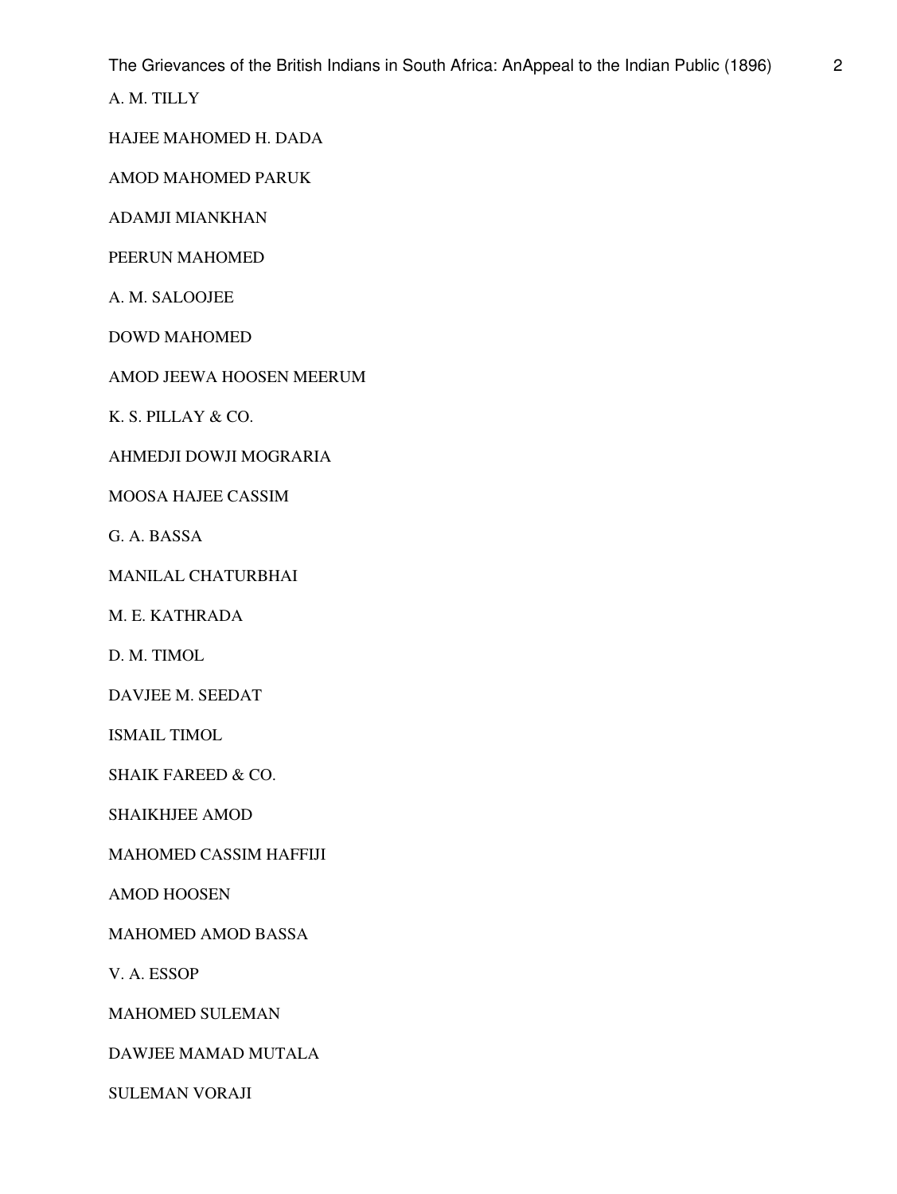A. M. TILLY

HAJEE MAHOMED H. DADA

AMOD MAHOMED PARUK

ADAMJI MIANKHAN

PEERUN MAHOMED

A. M. SALOOJEE

DOWD MAHOMED

AMOD JEEWA HOOSEN MEERUM

K. S. PILLAY & CO.

AHMEDJI DOWJI MOGRARIA

MOOSA HAJEE CASSIM

G. A. BASSA

MANILAL CHATURBHAI

M. E. KATHRADA

D. M. TIMOL

DAVJEE M. SEEDAT

ISMAIL TIMOL

SHAIK FAREED & CO.

SHAIKHJEE AMOD

MAHOMED CASSIM HAFFIJI

AMOD HOOSEN

MAHOMED AMOD BASSA

V. A. ESSOP

MAHOMED SULEMAN

DAWJEE MAMAD MUTALA

SULEMAN VORAJI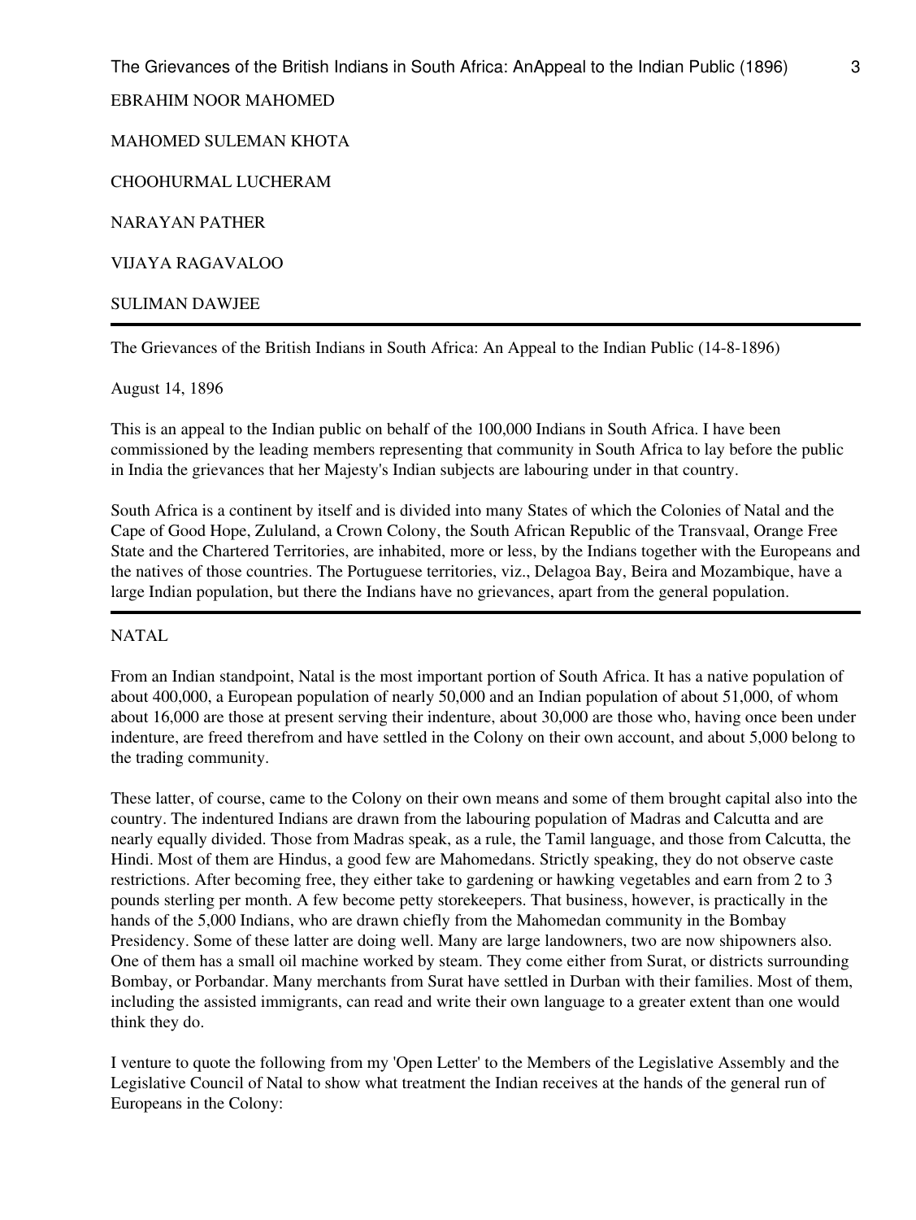EBRAHIM NOOR MAHOMED

MAHOMED SULEMAN KHOTA

CHOOHURMAL LUCHERAM

NARAYAN PATHER

VIJAYA RAGAVALOO

SULIMAN DAWJEE

---

The Grievances of the British Indians in South Africa: An Appeal to the Indian Public (14-8-1896)

August 14, 1896

This is an appeal to the Indian public on behalf of the 100,000 Indians in South Africa. I have been commissioned by the leading members representing that community in South Africa to lay before the public in India the grievances that her Majesty's Indian subjects are labouring under in that country.

South Africa is a continent by itself and is divided into many States of which the Colonies of Natal and the Cape of Good Hope, Zululand, a Crown Colony, the South African Republic of the Transvaal, Orange Free State and the Chartered Territories, are inhabited, more or less, by the Indians together with the Europeans and the natives of those countries. The Portuguese territories, viz., Delagoa Bay, Beira and Mozambique, have a large Indian population, but there the Indians have no grievances, apart from the general population.

---

## NATAL

From an Indian standpoint, Natal is the most important portion of South Africa. It has a native population of about 400,000, a European population of nearly 50,000 and an Indian population of about 51,000, of whom about 16,000 are those at present serving their indenture, about 30,000 are those who, having once been under indenture, are freed therefrom and have settled in the Colony on their own account, and about 5,000 belong to the trading community.

These latter, of course, came to the Colony on their own means and some of them brought capital also into the country. The indentured Indians are drawn from the labouring population of Madras and Calcutta and are nearly equally divided. Those from Madras speak, as a rule, the Tamil language, and those from Calcutta, the Hindi. Most of them are Hindus, a good few are Mahomedans. Strictly speaking, they do not observe caste restrictions. After becoming free, they either take to gardening or hawking vegetables and earn from 2 to 3 pounds sterling per month. A few become petty storekeepers. That business, however, is practically in the hands of the 5,000 Indians, who are drawn chiefly from the Mahomedan community in the Bombay Presidency. Some of these latter are doing well. Many are large landowners, two are now shipowners also. One of them has a small oil machine worked by steam. They come either from Surat, or districts surrounding Bombay, or Porbandar. Many merchants from Surat have settled in Durban with their families. Most of them, including the assisted immigrants, can read and write their own language to a greater extent than one would think they do.

I venture to quote the following from my 'Open Letter' to the Members of the Legislative Assembly and the Legislative Council of Natal to show what treatment the Indian receives at the hands of the general run of Europeans in the Colony: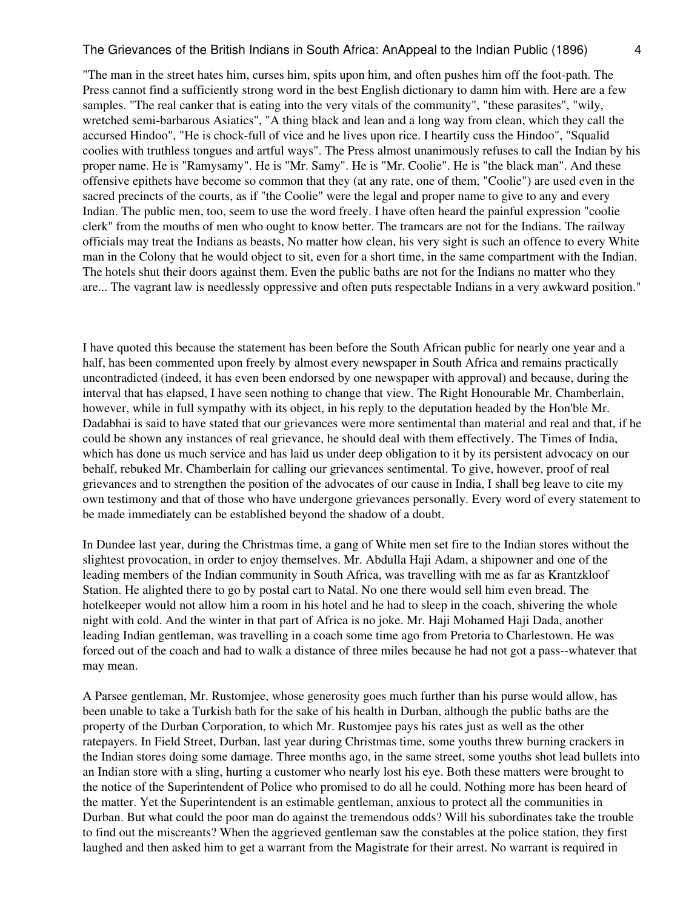"The man in the street hates him, curses him, spits upon him, and often pushes him off the foot-path. The Press cannot find a sufficiently strong word in the best English dictionary to damn him with. Here are a few samples. "The real canker that is eating into the very vitals of the community", "these parasites", "wily, wretched semi-barbarous Asiatics", "A thing black and lean and a long way from clean, which they call the accursed Hindoo", "He is chock-full of vice and he lives upon rice. I heartily cuss the Hindoo", "Squalid coolies with truthless tongues and artful ways". The Press almost unanimously refuses to call the Indian by his proper name. He is "Ramysamy". He is "Mr. Samy". He is "Mr. Coolie". He is "the black man". And these offensive epithets have become so common that they (at any rate, one of them, "Coolie") are used even in the sacred precincts of the courts, as if "the Coolie" were the legal and proper name to give to any and every Indian. The public men, too, seem to use the word freely. I have often heard the painful expression "coolie clerk" from the mouths of men who ought to know better. The tramcars are not for the Indians. The railway officials may treat the Indians as beasts, No matter how clean, his very sight is such an offence to every White man in the Colony that he would object to sit, even for a short time, in the same compartment with the Indian. The hotels shut their doors against them. Even the public baths are not for the Indians no matter who they are... The vagrant law is needlessly oppressive and often puts respectable Indians in a very awkward position."

I have quoted this because the statement has been before the South African public for nearly one year and a half, has been commented upon freely by almost every newspaper in South Africa and remains practically uncontradicted (indeed, it has even been endorsed by one newspaper with approval) and because, during the interval that has elapsed, I have seen nothing to change that view. The Right Honourable Mr. Chamberlain, however, while in full sympathy with its object, in his reply to the deputation headed by the Hon'ble Mr. Dadabhai is said to have stated that our grievances were more sentimental than material and real and that, if he could be shown any instances of real grievance, he should deal with them effectively. The Times of India, which has done us much service and has laid us under deep obligation to it by its persistent advocacy on our behalf, rebuked Mr. Chamberlain for calling our grievances sentimental. To give, however, proof of real grievances and to strengthen the position of the advocates of our cause in India, I shall beg leave to cite my own testimony and that of those who have undergone grievances personally. Every word of every statement to be made immediately can be established beyond the shadow of a doubt.

In Dundee last year, during the Christmas time, a gang of White men set fire to the Indian stores without the slightest provocation, in order to enjoy themselves. Mr. Abdulla Haji Adam, a shipowner and one of the leading members of the Indian community in South Africa, was travelling with me as far as Krantzkloof Station. He alighted there to go by postal cart to Natal. No one there would sell him even bread. The hotelkeeper would not allow him a room in his hotel and he had to sleep in the coach, shivering the whole night with cold. And the winter in that part of Africa is no joke. Mr. Haji Mohamed Haji Dada, another leading Indian gentleman, was travelling in a coach some time ago from Pretoria to Charlestown. He was forced out of the coach and had to walk a distance of three miles because he had not got a pass--whatever that may mean.

A Parsee gentleman, Mr. Rustomjee, whose generosity goes much further than his purse would allow, has been unable to take a Turkish bath for the sake of his health in Durban, although the public baths are the property of the Durban Corporation, to which Mr. Rustomjee pays his rates just as well as the other ratepayers. In Field Street, Durban, last year during Christmas time, some youths threw burning crackers in the Indian stores doing some damage. Three months ago, in the same street, some youths shot lead bullets into an Indian store with a sling, hurting a customer who nearly lost his eye. Both these matters were brought to the notice of the Superintendent of Police who promised to do all he could. Nothing more has been heard of the matter. Yet the Superintendent is an estimable gentleman, anxious to protect all the communities in Durban. But what could the poor man do against the tremendous odds? Will his subordinates take the trouble to find out the miscreants? When the aggrieved gentleman saw the constables at the police station, they first laughed and then asked him to get a warrant from the Magistrate for their arrest. No warrant is required in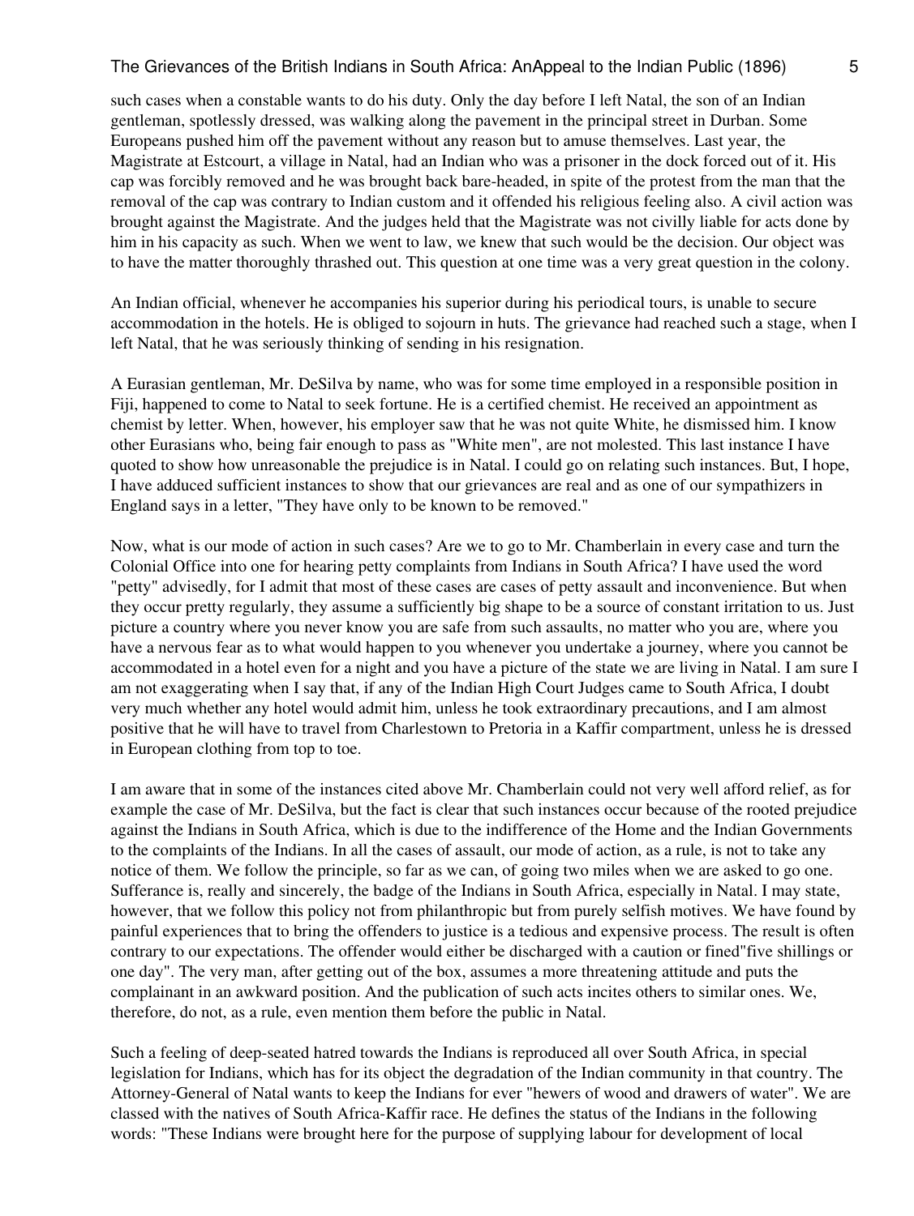such cases when a constable wants to do his duty. Only the day before I left Natal, the son of an Indian gentleman, spotlessly dressed, was walking along the pavement in the principal street in Durban. Some Europeans pushed him off the pavement without any reason but to amuse themselves. Last year, the Magistrate at Estcourt, a village in Natal, had an Indian who was a prisoner in the dock forced out of it. His cap was forcibly removed and he was brought back bare-headed, in spite of the protest from the man that the removal of the cap was contrary to Indian custom and it offended his religious feeling also. A civil action was brought against the Magistrate. And the judges held that the Magistrate was not civilly liable for acts done by him in his capacity as such. When we went to law, we knew that such would be the decision. Our object was to have the matter thoroughly thrashed out. This question at one time was a very great question in the colony.

An Indian official, whenever he accompanies his superior during his periodical tours, is unable to secure accommodation in the hotels. He is obliged to sojourn in huts. The grievance had reached such a stage, when I left Natal, that he was seriously thinking of sending in his resignation.

A Eurasian gentleman, Mr. DeSilva by name, who was for some time employed in a responsible position in Fiji, happened to come to Natal to seek fortune. He is a certified chemist. He received an appointment as chemist by letter. When, however, his employer saw that he was not quite White, he dismissed him. I know other Eurasians who, being fair enough to pass as "White men", are not molested. This last instance I have quoted to show how unreasonable the prejudice is in Natal. I could go on relating such instances. But, I hope, I have adduced sufficient instances to show that our grievances are real and as one of our sympathizers in England says in a letter, "They have only to be known to be removed."

Now, what is our mode of action in such cases? Are we to go to Mr. Chamberlain in every case and turn the Colonial Office into one for hearing petty complaints from Indians in South Africa? I have used the word "petty" advisedly, for I admit that most of these cases are cases of petty assault and inconvenience. But when they occur pretty regularly, they assume a sufficiently big shape to be a source of constant irritation to us. Just picture a country where you never know you are safe from such assaults, no matter who you are, where you have a nervous fear as to what would happen to you whenever you undertake a journey, where you cannot be accommodated in a hotel even for a night and you have a picture of the state we are living in Natal. I am sure I am not exaggerating when I say that, if any of the Indian High Court Judges came to South Africa, I doubt very much whether any hotel would admit him, unless he took extraordinary precautions, and I am almost positive that he will have to travel from Charlestown to Pretoria in a Kaffir compartment, unless he is dressed in European clothing from top to toe.

I am aware that in some of the instances cited above Mr. Chamberlain could not very well afford relief, as for example the case of Mr. DeSilva, but the fact is clear that such instances occur because of the rooted prejudice against the Indians in South Africa, which is due to the indifference of the Home and the Indian Governments to the complaints of the Indians. In all the cases of assault, our mode of action, as a rule, is not to take any notice of them. We follow the principle, so far as we can, of going two miles when we are asked to go one. Sufferance is, really and sincerely, the badge of the Indians in South Africa, especially in Natal. I may state, however, that we follow this policy not from philanthropic but from purely selfish motives. We have found by painful experiences that to bring the offenders to justice is a tedious and expensive process. The result is often contrary to our expectations. The offender would either be discharged with a caution or fined"five shillings or one day". The very man, after getting out of the box, assumes a more threatening attitude and puts the complainant in an awkward position. And the publication of such acts incites others to similar ones. We, therefore, do not, as a rule, even mention them before the public in Natal.

Such a feeling of deep-seated hatred towards the Indians is reproduced all over South Africa, in special legislation for Indians, which has for its object the degradation of the Indian community in that country. The Attorney-General of Natal wants to keep the Indians for ever "hewers of wood and drawers of water". We are classed with the natives of South Africa-Kaffir race. He defines the status of the Indians in the following words: "These Indians were brought here for the purpose of supplying labour for development of local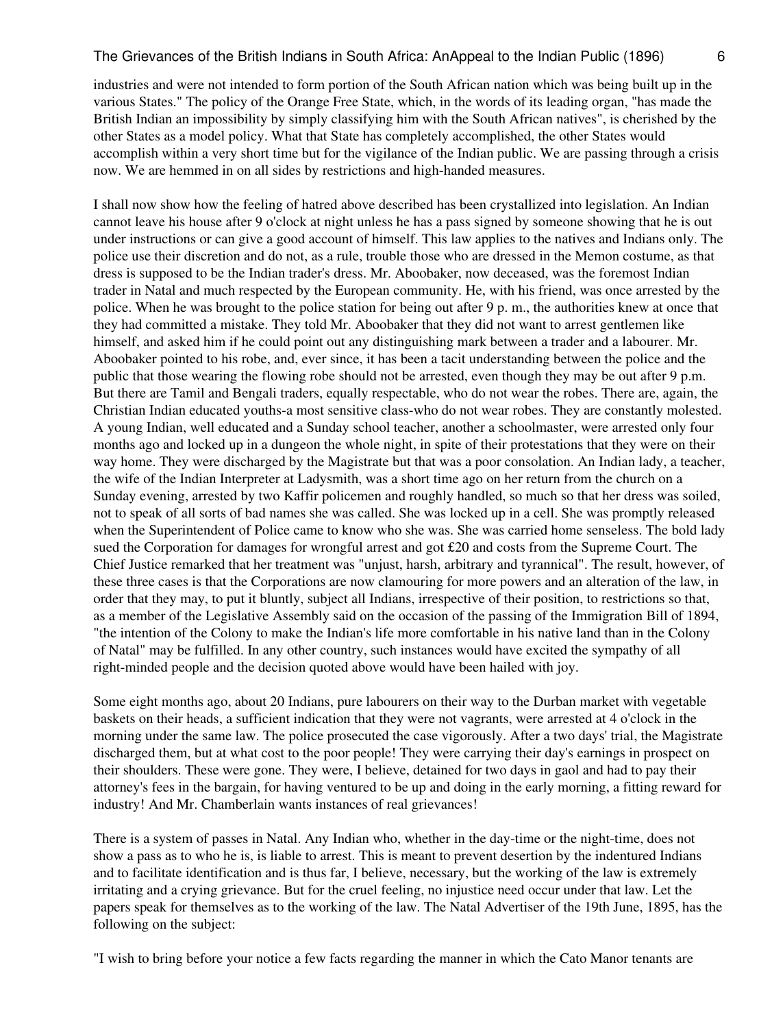industries and were not intended to form portion of the South African nation which was being built up in the various States." The policy of the Orange Free State, which, in the words of its leading organ, "has made the British Indian an impossibility by simply classifying him with the South African natives", is cherished by the other States as a model policy. What that State has completely accomplished, the other States would accomplish within a very short time but for the vigilance of the Indian public. We are passing through a crisis now. We are hemmed in on all sides by restrictions and high-handed measures.

I shall now show how the feeling of hatred above described has been crystallized into legislation. An Indian cannot leave his house after 9 o'clock at night unless he has a pass signed by someone showing that he is out under instructions or can give a good account of himself. This law applies to the natives and Indians only. The police use their discretion and do not, as a rule, trouble those who are dressed in the Memon costume, as that dress is supposed to be the Indian trader's dress. Mr. Aboobaker, now deceased, was the foremost Indian trader in Natal and much respected by the European community. He, with his friend, was once arrested by the police. When he was brought to the police station for being out after 9 p. m., the authorities knew at once that they had committed a mistake. They told Mr. Aboobaker that they did not want to arrest gentlemen like himself, and asked him if he could point out any distinguishing mark between a trader and a labourer. Mr. Aboobaker pointed to his robe, and, ever since, it has been a tacit understanding between the police and the public that those wearing the flowing robe should not be arrested, even though they may be out after 9 p.m. But there are Tamil and Bengali traders, equally respectable, who do not wear the robes. There are, again, the Christian Indian educated youths-a most sensitive class-who do not wear robes. They are constantly molested. A young Indian, well educated and a Sunday school teacher, another a schoolmaster, were arrested only four months ago and locked up in a dungeon the whole night, in spite of their protestations that they were on their way home. They were discharged by the Magistrate but that was a poor consolation. An Indian lady, a teacher, the wife of the Indian Interpreter at Ladysmith, was a short time ago on her return from the church on a Sunday evening, arrested by two Kaffir policemen and roughly handled, so much so that her dress was soiled, not to speak of all sorts of bad names she was called. She was locked up in a cell. She was promptly released when the Superintendent of Police came to know who she was. She was carried home senseless. The bold lady sued the Corporation for damages for wrongful arrest and got £20 and costs from the Supreme Court. The Chief Justice remarked that her treatment was "unjust, harsh, arbitrary and tyrannical". The result, however, of these three cases is that the Corporations are now clamouring for more powers and an alteration of the law, in order that they may, to put it bluntly, subject all Indians, irrespective of their position, to restrictions so that, as a member of the Legislative Assembly said on the occasion of the passing of the Immigration Bill of 1894, "the intention of the Colony to make the Indian's life more comfortable in his native land than in the Colony of Natal" may be fulfilled. In any other country, such instances would have excited the sympathy of all right-minded people and the decision quoted above would have been hailed with joy.

Some eight months ago, about 20 Indians, pure labourers on their way to the Durban market with vegetable baskets on their heads, a sufficient indication that they were not vagrants, were arrested at 4 o'clock in the morning under the same law. The police prosecuted the case vigorously. After a two days' trial, the Magistrate discharged them, but at what cost to the poor people! They were carrying their day's earnings in prospect on their shoulders. These were gone. They were, I believe, detained for two days in gaol and had to pay their attorney's fees in the bargain, for having ventured to be up and doing in the early morning, a fitting reward for industry! And Mr. Chamberlain wants instances of real grievances!

There is a system of passes in Natal. Any Indian who, whether in the day-time or the night-time, does not show a pass as to who he is, is liable to arrest. This is meant to prevent desertion by the indentured Indians and to facilitate identification and is thus far, I believe, necessary, but the working of the law is extremely irritating and a crying grievance. But for the cruel feeling, no injustice need occur under that law. Let the papers speak for themselves as to the working of the law. The Natal Advertiser of the 19th June, 1895, has the following on the subject:

"I wish to bring before your notice a few facts regarding the manner in which the Cato Manor tenants are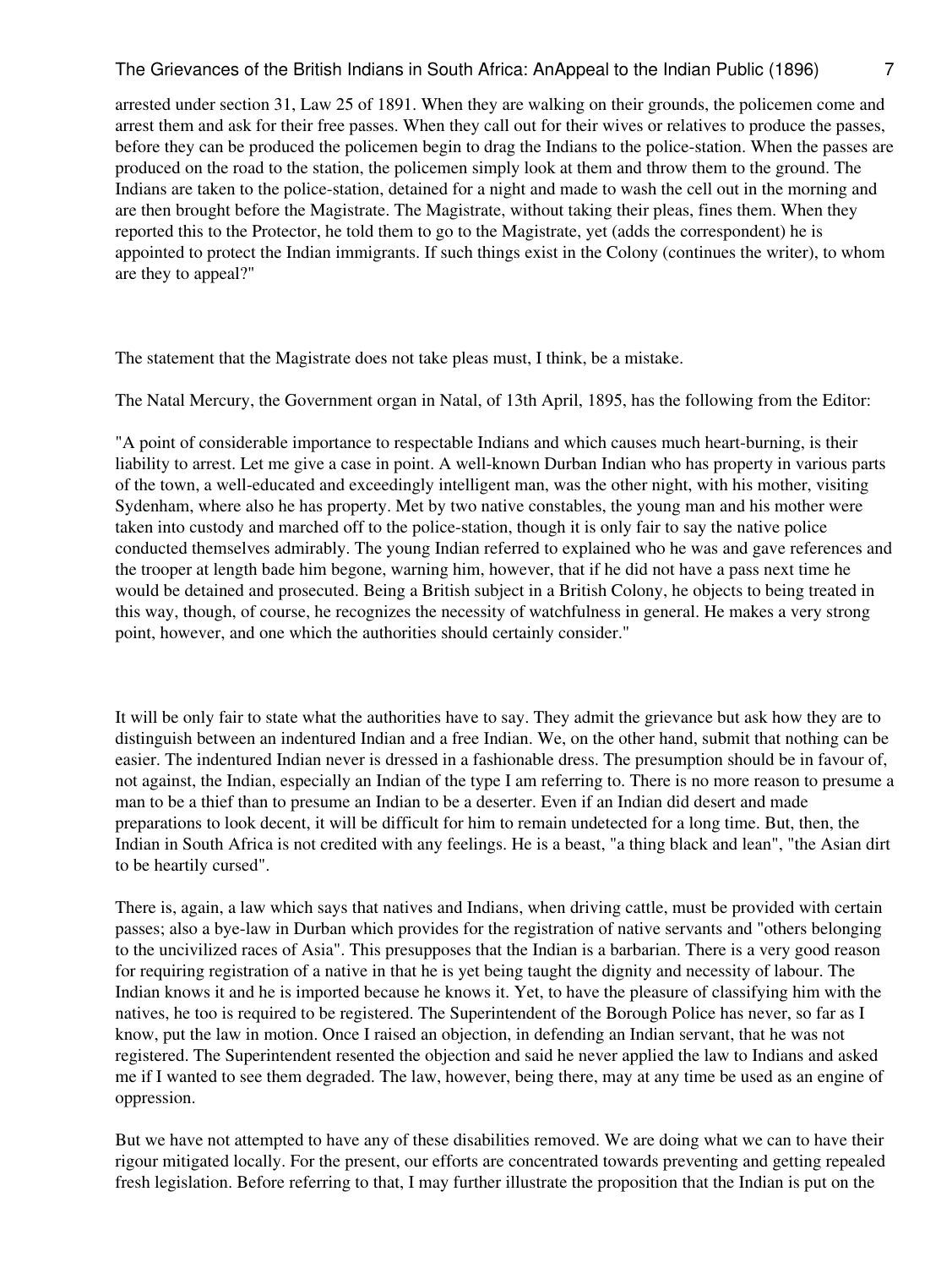arrested under section 31, Law 25 of 1891. When they are walking on their grounds, the policemen come and arrest them and ask for their free passes. When they call out for their wives or relatives to produce the passes, before they can be produced the policemen begin to drag the Indians to the police-station. When the passes are produced on the road to the station, the policemen simply look at them and throw them to the ground. The Indians are taken to the police-station, detained for a night and made to wash the cell out in the morning and are then brought before the Magistrate. The Magistrate, without taking their pleas, fines them. When they reported this to the Protector, he told them to go to the Magistrate, yet (adds the correspondent) he is appointed to protect the Indian immigrants. If such things exist in the Colony (continues the writer), to whom are they to appeal?"

The statement that the Magistrate does not take pleas must, I think, be a mistake.

The Natal Mercury, the Government organ in Natal, of 13th April, 1895, has the following from the Editor:

"A point of considerable importance to respectable Indians and which causes much heart-burning, is their liability to arrest. Let me give a case in point. A well-known Durban Indian who has property in various parts of the town, a well-educated and exceedingly intelligent man, was the other night, with his mother, visiting Sydenham, where also he has property. Met by two native constables, the young man and his mother were taken into custody and marched off to the police-station, though it is only fair to say the native police conducted themselves admirably. The young Indian referred to explained who he was and gave references and the trooper at length bade him begone, warning him, however, that if he did not have a pass next time he would be detained and prosecuted. Being a British subject in a British Colony, he objects to being treated in this way, though, of course, he recognizes the necessity of watchfulness in general. He makes a very strong point, however, and one which the authorities should certainly consider."

It will be only fair to state what the authorities have to say. They admit the grievance but ask how they are to distinguish between an indentured Indian and a free Indian. We, on the other hand, submit that nothing can be easier. The indentured Indian never is dressed in a fashionable dress. The presumption should be in favour of, not against, the Indian, especially an Indian of the type I am referring to. There is no more reason to presume a man to be a thief than to presume an Indian to be a deserter. Even if an Indian did desert and made preparations to look decent, it will be difficult for him to remain undetected for a long time. But, then, the Indian in South Africa is not credited with any feelings. He is a beast, "a thing black and lean", "the Asian dirt to be heartily cursed".

There is, again, a law which says that natives and Indians, when driving cattle, must be provided with certain passes; also a bye-law in Durban which provides for the registration of native servants and "others belonging to the uncivilized races of Asia". This presupposes that the Indian is a barbarian. There is a very good reason for requiring registration of a native in that he is yet being taught the dignity and necessity of labour. The Indian knows it and he is imported because he knows it. Yet, to have the pleasure of classifying him with the natives, he too is required to be registered. The Superintendent of the Borough Police has never, so far as I know, put the law in motion. Once I raised an objection, in defending an Indian servant, that he was not registered. The Superintendent resented the objection and said he never applied the law to Indians and asked me if I wanted to see them degraded. The law, however, being there, may at any time be used as an engine of oppression.

But we have not attempted to have any of these disabilities removed. We are doing what we can to have their rigour mitigated locally. For the present, our efforts are concentrated towards preventing and getting repealed fresh legislation. Before referring to that, I may further illustrate the proposition that the Indian is put on the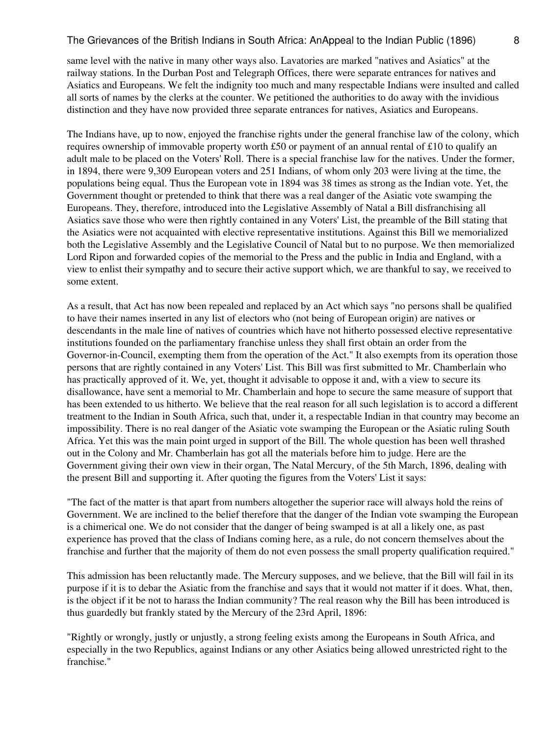same level with the native in many other ways also. Lavatories are marked "natives and Asiatics" at the railway stations. In the Durban Post and Telegraph Offices, there were separate entrances for natives and Asiatics and Europeans. We felt the indignity too much and many respectable Indians were insulted and called all sorts of names by the clerks at the counter. We petitioned the authorities to do away with the invidious distinction and they have now provided three separate entrances for natives, Asiatics and Europeans.

The Indians have, up to now, enjoyed the franchise rights under the general franchise law of the colony, which requires ownership of immovable property worth £50 or payment of an annual rental of £10 to qualify an adult male to be placed on the Voters' Roll. There is a special franchise law for the natives. Under the former, in 1894, there were 9,309 European voters and 251 Indians, of whom only 203 were living at the time, the populations being equal. Thus the European vote in 1894 was 38 times as strong as the Indian vote. Yet, the Government thought or pretended to think that there was a real danger of the Asiatic vote swamping the Europeans. They, therefore, introduced into the Legislative Assembly of Natal a Bill disfranchising all Asiatics save those who were then rightly contained in any Voters' List, the preamble of the Bill stating that the Asiatics were not acquainted with elective representative institutions. Against this Bill we memorialized both the Legislative Assembly and the Legislative Council of Natal but to no purpose. We then memorialized Lord Ripon and forwarded copies of the memorial to the Press and the public in India and England, with a view to enlist their sympathy and to secure their active support which, we are thankful to say, we received to some extent.

As a result, that Act has now been repealed and replaced by an Act which says "no persons shall be qualified to have their names inserted in any list of electors who (not being of European origin) are natives or descendants in the male line of natives of countries which have not hitherto possessed elective representative institutions founded on the parliamentary franchise unless they shall first obtain an order from the Governor-in-Council, exempting them from the operation of the Act." It also exempts from its operation those persons that are rightly contained in any Voters' List. This Bill was first submitted to Mr. Chamberlain who has practically approved of it. We, yet, thought it advisable to oppose it and, with a view to secure its disallowance, have sent a memorial to Mr. Chamberlain and hope to secure the same measure of support that has been extended to us hitherto. We believe that the real reason for all such legislation is to accord a different treatment to the Indian in South Africa, such that, under it, a respectable Indian in that country may become an impossibility. There is no real danger of the Asiatic vote swamping the European or the Asiatic ruling South Africa. Yet this was the main point urged in support of the Bill. The whole question has been well thrashed out in the Colony and Mr. Chamberlain has got all the materials before him to judge. Here are the Government giving their own view in their organ, The Natal Mercury, of the 5th March, 1896, dealing with the present Bill and supporting it. After quoting the figures from the Voters' List it says:

"The fact of the matter is that apart from numbers altogether the superior race will always hold the reins of Government. We are inclined to the belief therefore that the danger of the Indian vote swamping the European is a chimerical one. We do not consider that the danger of being swamped is at all a likely one, as past experience has proved that the class of Indians coming here, as a rule, do not concern themselves about the franchise and further that the majority of them do not even possess the small property qualification required."

This admission has been reluctantly made. The Mercury supposes, and we believe, that the Bill will fail in its purpose if it is to debar the Asiatic from the franchise and says that it would not matter if it does. What, then, is the object if it be not to harass the Indian community? The real reason why the Bill has been introduced is thus guardedly but frankly stated by the Mercury of the 23rd April, 1896:

"Rightly or wrongly, justly or unjustly, a strong feeling exists among the Europeans in South Africa, and especially in the two Republics, against Indians or any other Asiatics being allowed unrestricted right to the franchise."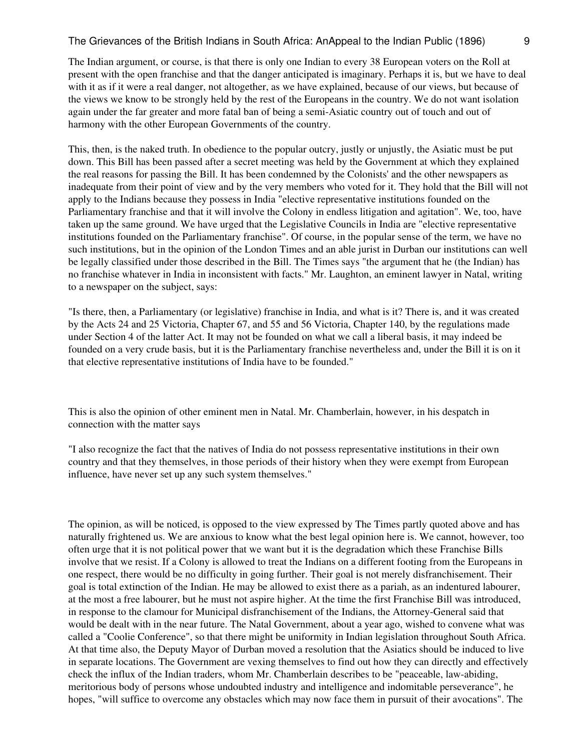The Indian argument, or course, is that there is only one Indian to every 38 European voters on the Roll at present with the open franchise and that the danger anticipated is imaginary. Perhaps it is, but we have to deal with it as if it were a real danger, not altogether, as we have explained, because of our views, but because of the views we know to be strongly held by the rest of the Europeans in the country. We do not want isolation again under the far greater and more fatal ban of being a semi-Asiatic country out of touch and out of harmony with the other European Governments of the country.

This, then, is the naked truth. In obedience to the popular outcry, justly or unjustly, the Asiatic must be put down. This Bill has been passed after a secret meeting was held by the Government at which they explained the real reasons for passing the Bill. It has been condemned by the Colonists' and the other newspapers as inadequate from their point of view and by the very members who voted for it. They hold that the Bill will not apply to the Indians because they possess in India "elective representative institutions founded on the Parliamentary franchise and that it will involve the Colony in endless litigation and agitation". We, too, have taken up the same ground. We have urged that the Legislative Councils in India are "elective representative institutions founded on the Parliamentary franchise". Of course, in the popular sense of the term, we have no such institutions, but in the opinion of the London Times and an able jurist in Durban our institutions can well be legally classified under those described in the Bill. The Times says "the argument that he (the Indian) has no franchise whatever in India in inconsistent with facts." Mr. Laughton, an eminent lawyer in Natal, writing to a newspaper on the subject, says:

"Is there, then, a Parliamentary (or legislative) franchise in India, and what is it? There is, and it was created by the Acts 24 and 25 Victoria, Chapter 67, and 55 and 56 Victoria, Chapter 140, by the regulations made under Section 4 of the latter Act. It may not be founded on what we call a liberal basis, it may indeed be founded on a very crude basis, but it is the Parliamentary franchise nevertheless and, under the Bill it is on it that elective representative institutions of India have to be founded."

This is also the opinion of other eminent men in Natal. Mr. Chamberlain, however, in his despatch in connection with the matter says

"I also recognize the fact that the natives of India do not possess representative institutions in their own country and that they themselves, in those periods of their history when they were exempt from European influence, have never set up any such system themselves."

The opinion, as will be noticed, is opposed to the view expressed by The Times partly quoted above and has naturally frightened us. We are anxious to know what the best legal opinion here is. We cannot, however, too often urge that it is not political power that we want but it is the degradation which these Franchise Bills involve that we resist. If a Colony is allowed to treat the Indians on a different footing from the Europeans in one respect, there would be no difficulty in going further. Their goal is not merely disfranchisement. Their goal is total extinction of the Indian. He may be allowed to exist there as a pariah, as an indentured labourer, at the most a free labourer, but he must not aspire higher. At the time the first Franchise Bill was introduced, in response to the clamour for Municipal disfranchisement of the Indians, the Attorney-General said that would be dealt with in the near future. The Natal Government, about a year ago, wished to convene what was called a "Coolie Conference", so that there might be uniformity in Indian legislation throughout South Africa. At that time also, the Deputy Mayor of Durban moved a resolution that the Asiatics should be induced to live in separate locations. The Government are vexing themselves to find out how they can directly and effectively check the influx of the Indian traders, whom Mr. Chamberlain describes to be "peaceable, law-abiding, meritorious body of persons whose undoubted industry and intelligence and indomitable perseverance", he hopes, "will suffice to overcome any obstacles which may now face them in pursuit of their avocations". The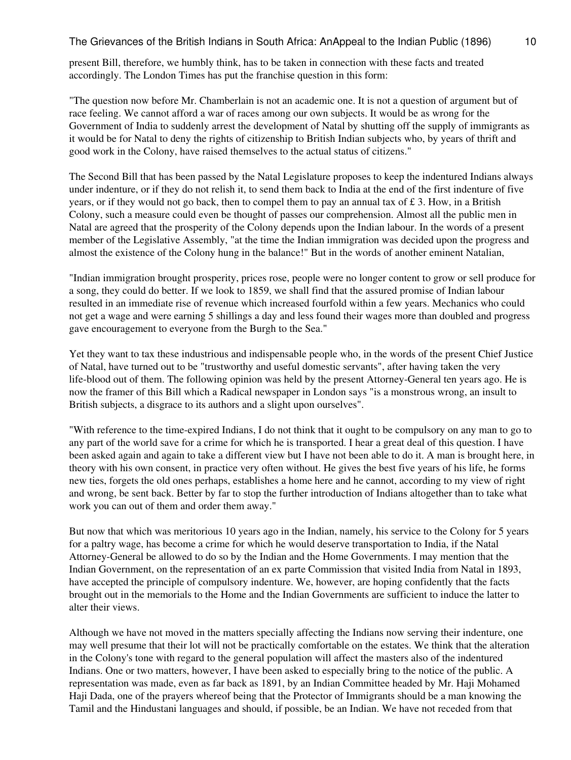present Bill, therefore, we humbly think, has to be taken in connection with these facts and treated accordingly. The London Times has put the franchise question in this form:

"The question now before Mr. Chamberlain is not an academic one. It is not a question of argument but of race feeling. We cannot afford a war of races among our own subjects. It would be as wrong for the Government of India to suddenly arrest the development of Natal by shutting off the supply of immigrants as it would be for Natal to deny the rights of citizenship to British Indian subjects who, by years of thrift and good work in the Colony, have raised themselves to the actual status of citizens."

The Second Bill that has been passed by the Natal Legislature proposes to keep the indentured Indians always under indenture, or if they do not relish it, to send them back to India at the end of the first indenture of five years, or if they would not go back, then to compel them to pay an annual tax of £ 3. How, in a British Colony, such a measure could even be thought of passes our comprehension. Almost all the public men in Natal are agreed that the prosperity of the Colony depends upon the Indian labour. In the words of a present member of the Legislative Assembly, "at the time the Indian immigration was decided upon the progress and almost the existence of the Colony hung in the balance!" But in the words of another eminent Natalian,

"Indian immigration brought prosperity, prices rose, people were no longer content to grow or sell produce for a song, they could do better. If we look to 1859, we shall find that the assured promise of Indian labour resulted in an immediate rise of revenue which increased fourfold within a few years. Mechanics who could not get a wage and were earning 5 shillings a day and less found their wages more than doubled and progress gave encouragement to everyone from the Burgh to the Sea."

Yet they want to tax these industrious and indispensable people who, in the words of the present Chief Justice of Natal, have turned out to be "trustworthy and useful domestic servants", after having taken the very life-blood out of them. The following opinion was held by the present Attorney-General ten years ago. He is now the framer of this Bill which a Radical newspaper in London says "is a monstrous wrong, an insult to British subjects, a disgrace to its authors and a slight upon ourselves".

"With reference to the time-expired Indians, I do not think that it ought to be compulsory on any man to go to any part of the world save for a crime for which he is transported. I hear a great deal of this question. I have been asked again and again to take a different view but I have not been able to do it. A man is brought here, in theory with his own consent, in practice very often without. He gives the best five years of his life, he forms new ties, forgets the old ones perhaps, establishes a home here and he cannot, according to my view of right and wrong, be sent back. Better by far to stop the further introduction of Indians altogether than to take what work you can out of them and order them away."

But now that which was meritorious 10 years ago in the Indian, namely, his service to the Colony for 5 years for a paltry wage, has become a crime for which he would deserve transportation to India, if the Natal Attorney-General be allowed to do so by the Indian and the Home Governments. I may mention that the Indian Government, on the representation of an ex parte Commission that visited India from Natal in 1893, have accepted the principle of compulsory indenture. We, however, are hoping confidently that the facts brought out in the memorials to the Home and the Indian Governments are sufficient to induce the latter to alter their views.

Although we have not moved in the matters specially affecting the Indians now serving their indenture, one may well presume that their lot will not be practically comfortable on the estates. We think that the alteration in the Colony's tone with regard to the general population will affect the masters also of the indentured Indians. One or two matters, however, I have been asked to especially bring to the notice of the public. A representation was made, even as far back as 1891, by an Indian Committee headed by Mr. Haji Mohamed Haji Dada, one of the prayers whereof being that the Protector of Immigrants should be a man knowing the Tamil and the Hindustani languages and should, if possible, be an Indian. We have not receded from that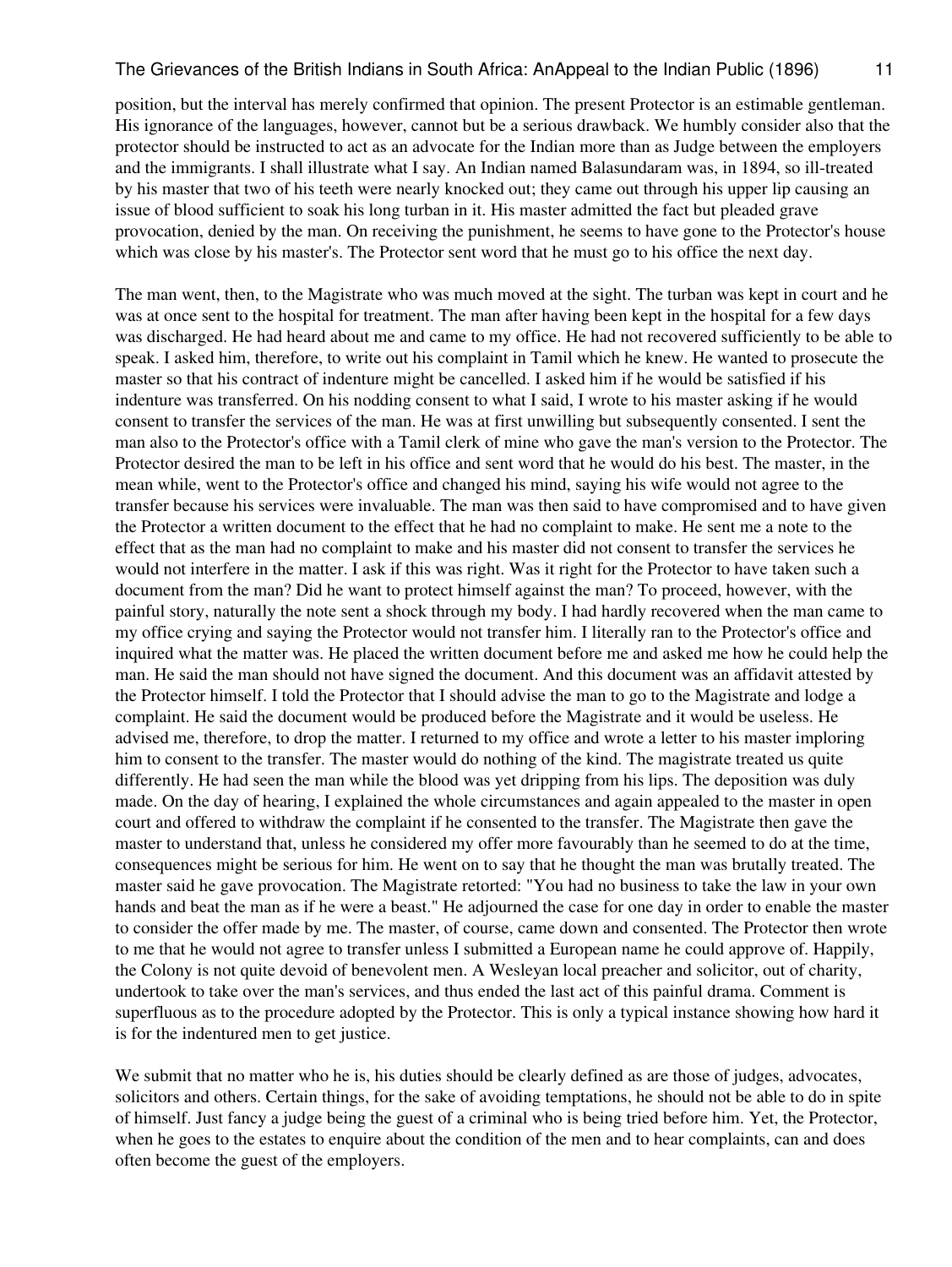position, but the interval has merely confirmed that opinion. The present Protector is an estimable gentleman. His ignorance of the languages, however, cannot but be a serious drawback. We humbly consider also that the protector should be instructed to act as an advocate for the Indian more than as Judge between the employers and the immigrants. I shall illustrate what I say. An Indian named Balasundaram was, in 1894, so ill-treated by his master that two of his teeth were nearly knocked out; they came out through his upper lip causing an issue of blood sufficient to soak his long turban in it. His master admitted the fact but pleaded grave provocation, denied by the man. On receiving the punishment, he seems to have gone to the Protector's house which was close by his master's. The Protector sent word that he must go to his office the next day.

The man went, then, to the Magistrate who was much moved at the sight. The turban was kept in court and he was at once sent to the hospital for treatment. The man after having been kept in the hospital for a few days was discharged. He had heard about me and came to my office. He had not recovered sufficiently to be able to speak. I asked him, therefore, to write out his complaint in Tamil which he knew. He wanted to prosecute the master so that his contract of indenture might be cancelled. I asked him if he would be satisfied if his indenture was transferred. On his nodding consent to what I said, I wrote to his master asking if he would consent to transfer the services of the man. He was at first unwilling but subsequently consented. I sent the man also to the Protector's office with a Tamil clerk of mine who gave the man's version to the Protector. The Protector desired the man to be left in his office and sent word that he would do his best. The master, in the mean while, went to the Protector's office and changed his mind, saying his wife would not agree to the transfer because his services were invaluable. The man was then said to have compromised and to have given the Protector a written document to the effect that he had no complaint to make. He sent me a note to the effect that as the man had no complaint to make and his master did not consent to transfer the services he would not interfere in the matter. I ask if this was right. Was it right for the Protector to have taken such a document from the man? Did he want to protect himself against the man? To proceed, however, with the painful story, naturally the note sent a shock through my body. I had hardly recovered when the man came to my office crying and saying the Protector would not transfer him. I literally ran to the Protector's office and inquired what the matter was. He placed the written document before me and asked me how he could help the man. He said the man should not have signed the document. And this document was an affidavit attested by the Protector himself. I told the Protector that I should advise the man to go to the Magistrate and lodge a complaint. He said the document would be produced before the Magistrate and it would be useless. He advised me, therefore, to drop the matter. I returned to my office and wrote a letter to his master imploring him to consent to the transfer. The master would do nothing of the kind. The magistrate treated us quite differently. He had seen the man while the blood was yet dripping from his lips. The deposition was duly made. On the day of hearing, I explained the whole circumstances and again appealed to the master in open court and offered to withdraw the complaint if he consented to the transfer. The Magistrate then gave the master to understand that, unless he considered my offer more favourably than he seemed to do at the time, consequences might be serious for him. He went on to say that he thought the man was brutally treated. The master said he gave provocation. The Magistrate retorted: "You had no business to take the law in your own hands and beat the man as if he were a beast." He adjourned the case for one day in order to enable the master to consider the offer made by me. The master, of course, came down and consented. The Protector then wrote to me that he would not agree to transfer unless I submitted a European name he could approve of. Happily, the Colony is not quite devoid of benevolent men. A Wesleyan local preacher and solicitor, out of charity, undertook to take over the man's services, and thus ended the last act of this painful drama. Comment is superfluous as to the procedure adopted by the Protector. This is only a typical instance showing how hard it is for the indentured men to get justice.

We submit that no matter who he is, his duties should be clearly defined as are those of judges, advocates, solicitors and others. Certain things, for the sake of avoiding temptations, he should not be able to do in spite of himself. Just fancy a judge being the guest of a criminal who is being tried before him. Yet, the Protector, when he goes to the estates to enquire about the condition of the men and to hear complaints, can and does often become the guest of the employers.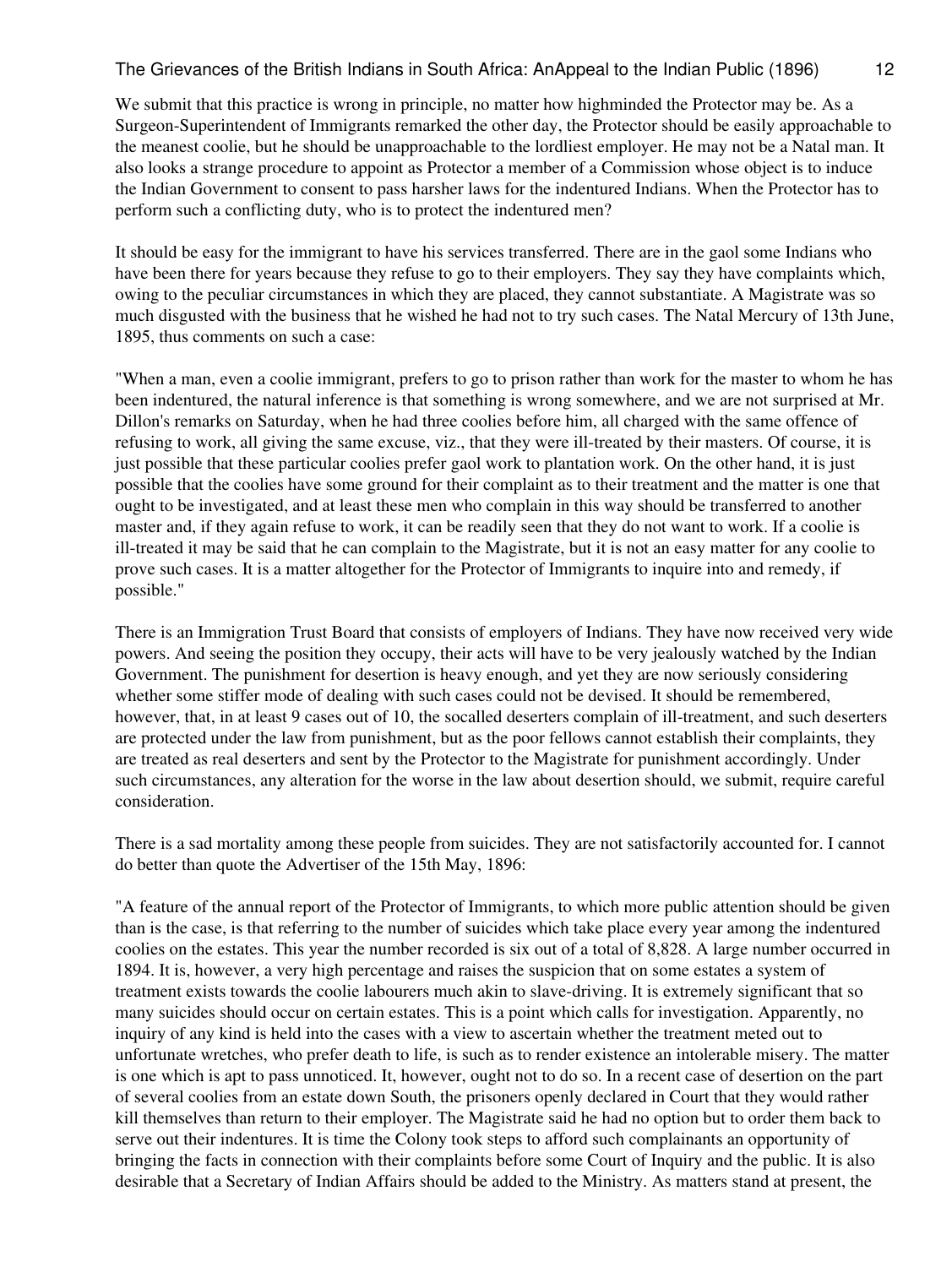We submit that this practice is wrong in principle, no matter how highminded the Protector may be. As a Surgeon-Superintendent of Immigrants remarked the other day, the Protector should be easily approachable to the meanest coolie, but he should be unapproachable to the lordliest employer. He may not be a Natal man. It also looks a strange procedure to appoint as Protector a member of a Commission whose object is to induce the Indian Government to consent to pass harsher laws for the indentured Indians. When the Protector has to perform such a conflicting duty, who is to protect the indentured men?

It should be easy for the immigrant to have his services transferred. There are in the gaol some Indians who have been there for years because they refuse to go to their employers. They say they have complaints which, owing to the peculiar circumstances in which they are placed, they cannot substantiate. A Magistrate was so much disgusted with the business that he wished he had not to try such cases. The Natal Mercury of 13th June, 1895, thus comments on such a case:

"When a man, even a coolie immigrant, prefers to go to prison rather than work for the master to whom he has been indentured, the natural inference is that something is wrong somewhere, and we are not surprised at Mr. Dillon's remarks on Saturday, when he had three coolies before him, all charged with the same offence of refusing to work, all giving the same excuse, viz., that they were ill-treated by their masters. Of course, it is just possible that these particular coolies prefer gaol work to plantation work. On the other hand, it is just possible that the coolies have some ground for their complaint as to their treatment and the matter is one that ought to be investigated, and at least these men who complain in this way should be transferred to another master and, if they again refuse to work, it can be readily seen that they do not want to work. If a coolie is ill-treated it may be said that he can complain to the Magistrate, but it is not an easy matter for any coolie to prove such cases. It is a matter altogether for the Protector of Immigrants to inquire into and remedy, if possible."

There is an Immigration Trust Board that consists of employers of Indians. They have now received very wide powers. And seeing the position they occupy, their acts will have to be very jealously watched by the Indian Government. The punishment for desertion is heavy enough, and yet they are now seriously considering whether some stiffer mode of dealing with such cases could not be devised. It should be remembered, however, that, in at least 9 cases out of 10, the socalled deserters complain of ill-treatment, and such deserters are protected under the law from punishment, but as the poor fellows cannot establish their complaints, they are treated as real deserters and sent by the Protector to the Magistrate for punishment accordingly. Under such circumstances, any alteration for the worse in the law about desertion should, we submit, require careful consideration.

There is a sad mortality among these people from suicides. They are not satisfactorily accounted for. I cannot do better than quote the Advertiser of the 15th May, 1896:

"A feature of the annual report of the Protector of Immigrants, to which more public attention should be given than is the case, is that referring to the number of suicides which take place every year among the indentured coolies on the estates. This year the number recorded is six out of a total of 8,828. A large number occurred in 1894. It is, however, a very high percentage and raises the suspicion that on some estates a system of treatment exists towards the coolie labourers much akin to slave-driving. It is extremely significant that so many suicides should occur on certain estates. This is a point which calls for investigation. Apparently, no inquiry of any kind is held into the cases with a view to ascertain whether the treatment meted out to unfortunate wretches, who prefer death to life, is such as to render existence an intolerable misery. The matter is one which is apt to pass unnoticed. It, however, ought not to do so. In a recent case of desertion on the part of several coolies from an estate down South, the prisoners openly declared in Court that they would rather kill themselves than return to their employer. The Magistrate said he had no option but to order them back to serve out their indentures. It is time the Colony took steps to afford such complainants an opportunity of bringing the facts in connection with their complaints before some Court of Inquiry and the public. It is also desirable that a Secretary of Indian Affairs should be added to the Ministry. As matters stand at present, the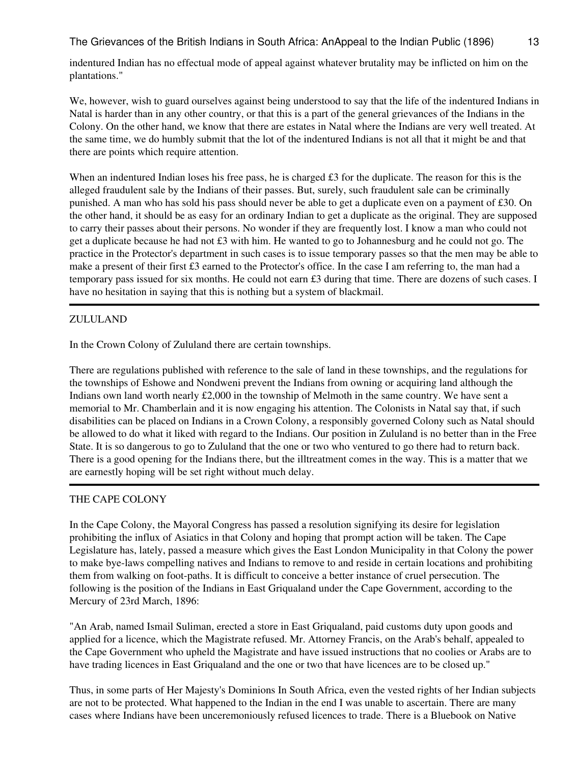indentured Indian has no effectual mode of appeal against whatever brutality may be inflicted on him on the plantations."

We, however, wish to guard ourselves against being understood to say that the life of the indentured Indians in Natal is harder than in any other country, or that this is a part of the general grievances of the Indians in the Colony. On the other hand, we know that there are estates in Natal where the Indians are very well treated. At the same time, we do humbly submit that the lot of the indentured Indians is not all that it might be and that there are points which require attention.

When an indentured Indian loses his free pass, he is charged £3 for the duplicate. The reason for this is the alleged fraudulent sale by the Indians of their passes. But, surely, such fraudulent sale can be criminally punished. A man who has sold his pass should never be able to get a duplicate even on a payment of £30. On the other hand, it should be as easy for an ordinary Indian to get a duplicate as the original. They are supposed to carry their passes about their persons. No wonder if they are frequently lost. I know a man who could not get a duplicate because he had not £3 with him. He wanted to go to Johannesburg and he could not go. The practice in the Protector's department in such cases is to issue temporary passes so that the men may be able to make a present of their first £3 earned to the Protector's office. In the case I am referring to, the man had a temporary pass issued for six months. He could not earn £3 during that time. There are dozens of such cases. I have no hesitation in saying that this is nothing but a system of blackmail.

---

## ZULULAND

In the Crown Colony of Zululand there are certain townships.

There are regulations published with reference to the sale of land in these townships, and the regulations for the townships of Eshowe and Nondweni prevent the Indians from owning or acquiring land although the Indians own land worth nearly £2,000 in the township of Melmoth in the same country. We have sent a memorial to Mr. Chamberlain and it is now engaging his attention. The Colonists in Natal say that, if such disabilities can be placed on Indians in a Crown Colony, a responsibly governed Colony such as Natal should be allowed to do what it liked with regard to the Indians. Our position in Zululand is no better than in the Free State. It is so dangerous to go to Zululand that the one or two who ventured to go there had to return back. There is a good opening for the Indians there, but the illtreatment comes in the way. This is a matter that we are earnestly hoping will be set right without much delay.

---

## THE CAPE COLONY

In the Cape Colony, the Mayoral Congress has passed a resolution signifying its desire for legislation prohibiting the influx of Asiatics in that Colony and hoping that prompt action will be taken. The Cape Legislature has, lately, passed a measure which gives the East London Municipality in that Colony the power to make bye-laws compelling natives and Indians to remove to and reside in certain locations and prohibiting them from walking on foot-paths. It is difficult to conceive a better instance of cruel persecution. The following is the position of the Indians in East Griqualand under the Cape Government, according to the Mercury of 23rd March, 1896:

"An Arab, named Ismail Suliman, erected a store in East Griqualand, paid customs duty upon goods and applied for a licence, which the Magistrate refused. Mr. Attorney Francis, on the Arab's behalf, appealed to the Cape Government who upheld the Magistrate and have issued instructions that no coolies or Arabs are to have trading licences in East Griqualand and the one or two that have licences are to be closed up."

Thus, in some parts of Her Majesty's Dominions In South Africa, even the vested rights of her Indian subjects are not to be protected. What happened to the Indian in the end I was unable to ascertain. There are many cases where Indians have been unceremoniously refused licences to trade. There is a Bluebook on Native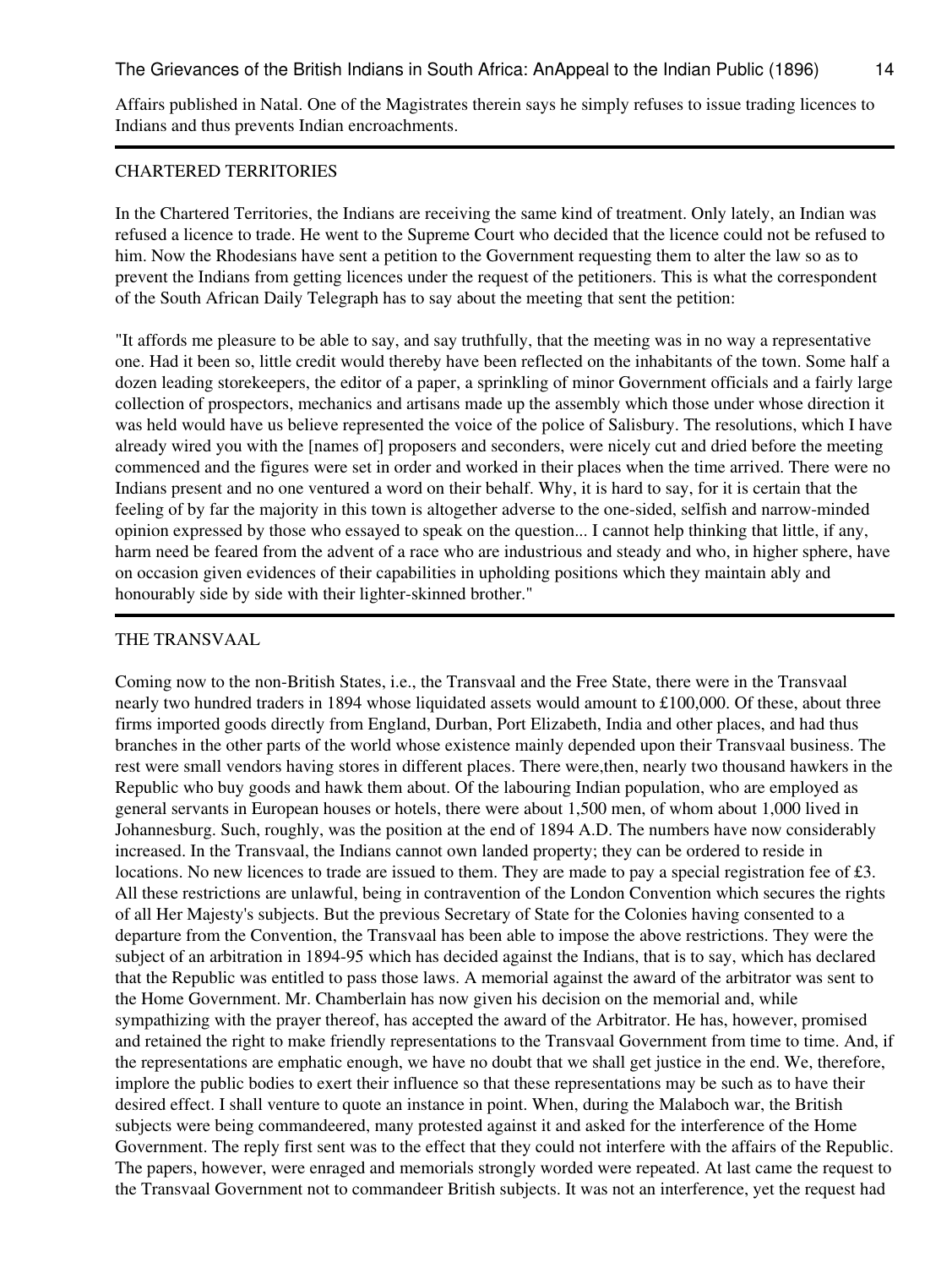Affairs published in Natal. One of the Magistrates therein says he simply refuses to issue trading licences to Indians and thus prevents Indian encroachments.

---

## CHARTERED TERRITORIES

In the Chartered Territories, the Indians are receiving the same kind of treatment. Only lately, an Indian was refused a licence to trade. He went to the Supreme Court who decided that the licence could not be refused to him. Now the Rhodesians have sent a petition to the Government requesting them to alter the law so as to prevent the Indians from getting licences under the request of the petitioners. This is what the correspondent of the South African Daily Telegraph has to say about the meeting that sent the petition:

"It affords me pleasure to be able to say, and say truthfully, that the meeting was in no way a representative one. Had it been so, little credit would thereby have been reflected on the inhabitants of the town. Some half a dozen leading storekeepers, the editor of a paper, a sprinkling of minor Government officials and a fairly large collection of prospectors, mechanics and artisans made up the assembly which those under whose direction it was held would have us believe represented the voice of the police of Salisbury. The resolutions, which I have already wired you with the [names of] proposers and seconders, were nicely cut and dried before the meeting commenced and the figures were set in order and worked in their places when the time arrived. There were no Indians present and no one ventured a word on their behalf. Why, it is hard to say, for it is certain that the feeling of by far the majority in this town is altogether adverse to the one-sided, selfish and narrow-minded opinion expressed by those who essayed to speak on the question... I cannot help thinking that little, if any, harm need be feared from the advent of a race who are industrious and steady and who, in higher sphere, have on occasion given evidences of their capabilities in upholding positions which they maintain ably and honourably side by side with their lighter-skinned brother."

---

## THE TRANSVAAL

Coming now to the non-British States, i.e., the Transvaal and the Free State, there were in the Transvaal nearly two hundred traders in 1894 whose liquidated assets would amount to £100,000. Of these, about three firms imported goods directly from England, Durban, Port Elizabeth, India and other places, and had thus branches in the other parts of the world whose existence mainly depended upon their Transvaal business. The rest were small vendors having stores in different places. There were,then, nearly two thousand hawkers in the Republic who buy goods and hawk them about. Of the labouring Indian population, who are employed as general servants in European houses or hotels, there were about 1,500 men, of whom about 1,000 lived in Johannesburg. Such, roughly, was the position at the end of 1894 A.D. The numbers have now considerably increased. In the Transvaal, the Indians cannot own landed property; they can be ordered to reside in locations. No new licences to trade are issued to them. They are made to pay a special registration fee of £3. All these restrictions are unlawful, being in contravention of the London Convention which secures the rights of all Her Majesty's subjects. But the previous Secretary of State for the Colonies having consented to a departure from the Convention, the Transvaal has been able to impose the above restrictions. They were the subject of an arbitration in 1894-95 which has decided against the Indians, that is to say, which has declared that the Republic was entitled to pass those laws. A memorial against the award of the arbitrator was sent to the Home Government. Mr. Chamberlain has now given his decision on the memorial and, while sympathizing with the prayer thereof, has accepted the award of the Arbitrator. He has, however, promised and retained the right to make friendly representations to the Transvaal Government from time to time. And, if the representations are emphatic enough, we have no doubt that we shall get justice in the end. We, therefore, implore the public bodies to exert their influence so that these representations may be such as to have their desired effect. I shall venture to quote an instance in point. When, during the Malaboch war, the British subjects were being commandeered, many protested against it and asked for the interference of the Home Government. The reply first sent was to the effect that they could not interfere with the affairs of the Republic. The papers, however, were enraged and memorials strongly worded were repeated. At last came the request to the Transvaal Government not to commandeer British subjects. It was not an interference, yet the request had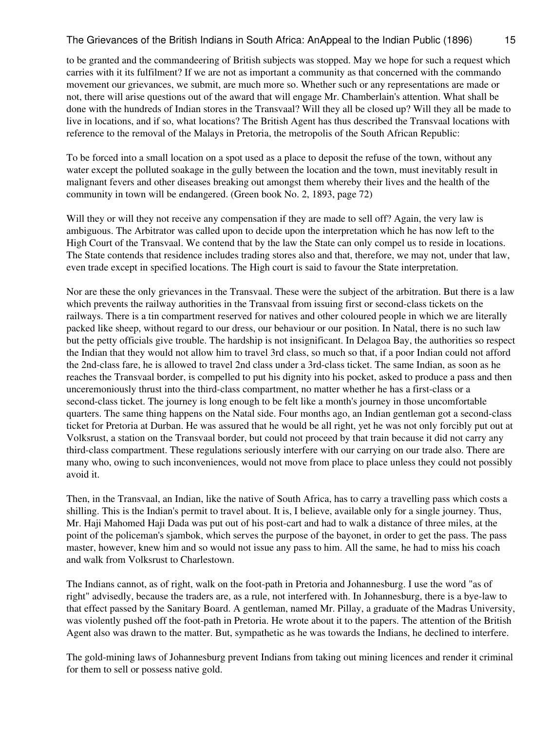to be granted and the commandeering of British subjects was stopped. May we hope for such a request which carries with it its fulfilment? If we are not as important a community as that concerned with the commando movement our grievances, we submit, are much more so. Whether such or any representations are made or not, there will arise questions out of the award that will engage Mr. Chamberlain's attention. What shall be done with the hundreds of Indian stores in the Transvaal? Will they all be closed up? Will they all be made to live in locations, and if so, what locations? The British Agent has thus described the Transvaal locations with reference to the removal of the Malays in Pretoria, the metropolis of the South African Republic:

To be forced into a small location on a spot used as a place to deposit the refuse of the town, without any water except the polluted soakage in the gully between the location and the town, must inevitably result in malignant fevers and other diseases breaking out amongst them whereby their lives and the health of the community in town will be endangered. (Green book No. 2, 1893, page 72)

Will they or will they not receive any compensation if they are made to sell off? Again, the very law is ambiguous. The Arbitrator was called upon to decide upon the interpretation which he has now left to the High Court of the Transvaal. We contend that by the law the State can only compel us to reside in locations. The State contends that residence includes trading stores also and that, therefore, we may not, under that law, even trade except in specified locations. The High court is said to favour the State interpretation.

Nor are these the only grievances in the Transvaal. These were the subject of the arbitration. But there is a law which prevents the railway authorities in the Transvaal from issuing first or second-class tickets on the railways. There is a tin compartment reserved for natives and other coloured people in which we are literally packed like sheep, without regard to our dress, our behaviour or our position. In Natal, there is no such law but the petty officials give trouble. The hardship is not insignificant. In Delagoa Bay, the authorities so respect the Indian that they would not allow him to travel 3rd class, so much so that, if a poor Indian could not afford the 2nd-class fare, he is allowed to travel 2nd class under a 3rd-class ticket. The same Indian, as soon as he reaches the Transvaal border, is compelled to put his dignity into his pocket, asked to produce a pass and then unceremoniously thrust into the third-class compartment, no matter whether he has a first-class or a second-class ticket. The journey is long enough to be felt like a month's journey in those uncomfortable quarters. The same thing happens on the Natal side. Four months ago, an Indian gentleman got a second-class ticket for Pretoria at Durban. He was assured that he would be all right, yet he was not only forcibly put out at Volksrust, a station on the Transvaal border, but could not proceed by that train because it did not carry any third-class compartment. These regulations seriously interfere with our carrying on our trade also. There are many who, owing to such inconveniences, would not move from place to place unless they could not possibly avoid it.

Then, in the Transvaal, an Indian, like the native of South Africa, has to carry a travelling pass which costs a shilling. This is the Indian's permit to travel about. It is, I believe, available only for a single journey. Thus, Mr. Haji Mahomed Haji Dada was put out of his post-cart and had to walk a distance of three miles, at the point of the policeman's sjambok, which serves the purpose of the bayonet, in order to get the pass. The pass master, however, knew him and so would not issue any pass to him. All the same, he had to miss his coach and walk from Volksrust to Charlestown.

The Indians cannot, as of right, walk on the foot-path in Pretoria and Johannesburg. I use the word "as of right" advisedly, because the traders are, as a rule, not interfered with. In Johannesburg, there is a bye-law to that effect passed by the Sanitary Board. A gentleman, named Mr. Pillay, a graduate of the Madras University, was violently pushed off the foot-path in Pretoria. He wrote about it to the papers. The attention of the British Agent also was drawn to the matter. But, sympathetic as he was towards the Indians, he declined to interfere.

The gold-mining laws of Johannesburg prevent Indians from taking out mining licences and render it criminal for them to sell or possess native gold.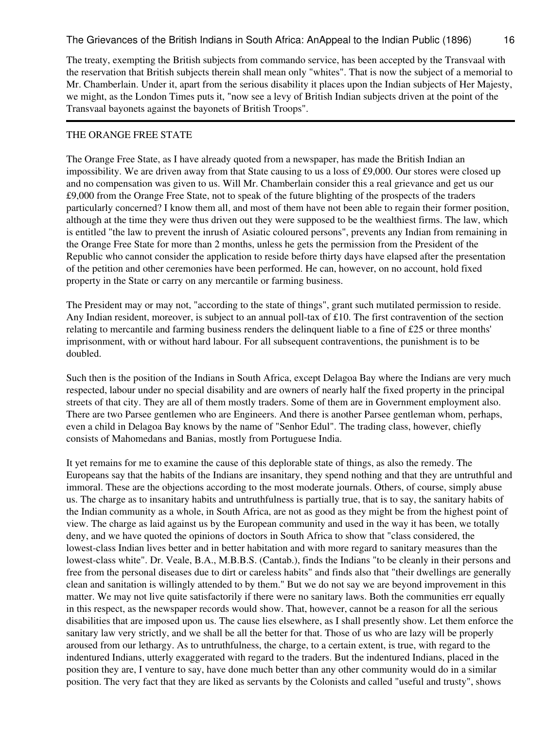The treaty, exempting the British subjects from commando service, has been accepted by the Transvaal with the reservation that British subjects therein shall mean only "whites". That is now the subject of a memorial to Mr. Chamberlain. Under it, apart from the serious disability it places upon the Indian subjects of Her Majesty, we might, as the London Times puts it, "now see a levy of British Indian subjects driven at the point of the Transvaal bayonets against the bayonets of British Troops".

---

THE ORANGE FREE STATE

The Orange Free State, as I have already quoted from a newspaper, has made the British Indian an impossibility. We are driven away from that State causing to us a loss of £9,000. Our stores were closed up and no compensation was given to us. Will Mr. Chamberlain consider this a real grievance and get us our £9,000 from the Orange Free State, not to speak of the future blighting of the prospects of the traders particularly concerned? I know them all, and most of them have not been able to regain their former position, although at the time they were thus driven out they were supposed to be the wealthiest firms. The law, which is entitled "the law to prevent the inrush of Asiatic coloured persons", prevents any Indian from remaining in the Orange Free State for more than 2 months, unless he gets the permission from the President of the Republic who cannot consider the application to reside before thirty days have elapsed after the presentation of the petition and other ceremonies have been performed. He can, however, on no account, hold fixed property in the State or carry on any mercantile or farming business.

The President may or may not, "according to the state of things", grant such mutilated permission to reside. Any Indian resident, moreover, is subject to an annual poll-tax of £10. The first contravention of the section relating to mercantile and farming business renders the delinquent liable to a fine of £25 or three months' imprisonment, with or without hard labour. For all subsequent contraventions, the punishment is to be doubled.

Such then is the position of the Indians in South Africa, except Delagoa Bay where the Indians are very much respected, labour under no special disability and are owners of nearly half the fixed property in the principal streets of that city. They are all of them mostly traders. Some of them are in Government employment also. There are two Parsee gentlemen who are Engineers. And there is another Parsee gentleman whom, perhaps, even a child in Delagoa Bay knows by the name of "Senhor Edul". The trading class, however, chiefly consists of Mahomedans and Banias, mostly from Portuguese India.

It yet remains for me to examine the cause of this deplorable state of things, as also the remedy. The Europeans say that the habits of the Indians are insanitary, they spend nothing and that they are untruthful and immoral. These are the objections according to the most moderate journals. Others, of course, simply abuse us. The charge as to insanitary habits and untruthfulness is partially true, that is to say, the sanitary habits of the Indian community as a whole, in South Africa, are not as good as they might be from the highest point of view. The charge as laid against us by the European community and used in the way it has been, we totally deny, and we have quoted the opinions of doctors in South Africa to show that "class considered, the lowest-class Indian lives better and in better habitation and with more regard to sanitary measures than the lowest-class white". Dr. Veale, B.A., M.B.B.S. (Cantab.), finds the Indians "to be cleanly in their persons and free from the personal diseases due to dirt or careless habits" and finds also that "their dwellings are generally clean and sanitation is willingly attended to by them." But we do not say we are beyond improvement in this matter. We may not live quite satisfactorily if there were no sanitary laws. Both the communities err equally in this respect, as the newspaper records would show. That, however, cannot be a reason for all the serious disabilities that are imposed upon us. The cause lies elsewhere, as I shall presently show. Let them enforce the sanitary law very strictly, and we shall be all the better for that. Those of us who are lazy will be properly aroused from our lethargy. As to untruthfulness, the charge, to a certain extent, is true, with regard to the indentured Indians, utterly exaggerated with regard to the traders. But the indentured Indians, placed in the position they are, I venture to say, have done much better than any other community would do in a similar position. The very fact that they are liked as servants by the Colonists and called "useful and trusty", shows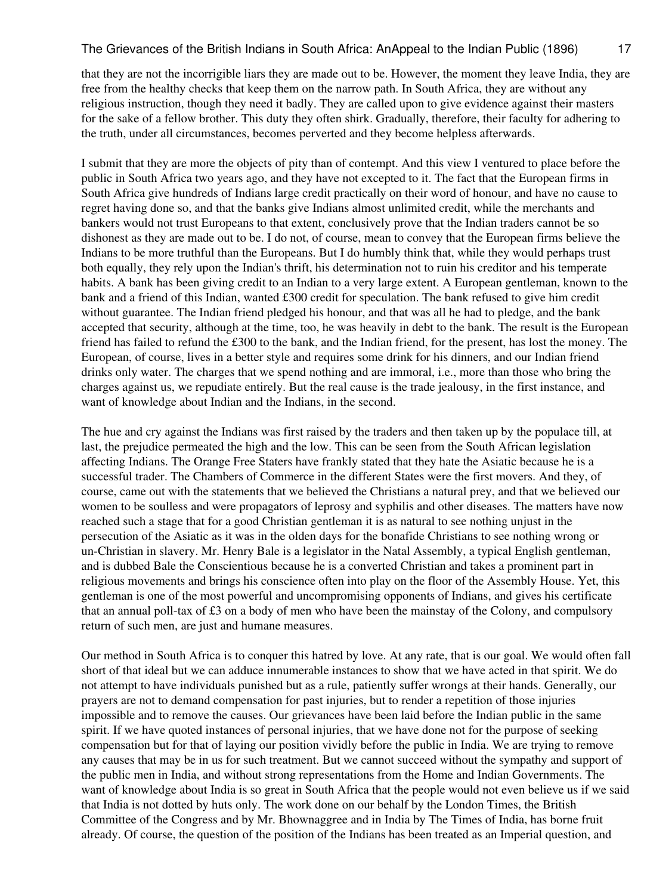that they are not the incorrigible liars they are made out to be. However, the moment they leave India, they are free from the healthy checks that keep them on the narrow path. In South Africa, they are without any religious instruction, though they need it badly. They are called upon to give evidence against their masters for the sake of a fellow brother. This duty they often shirk. Gradually, therefore, their faculty for adhering to the truth, under all circumstances, becomes perverted and they become helpless afterwards.

I submit that they are more the objects of pity than of contempt. And this view I ventured to place before the public in South Africa two years ago, and they have not excepted to it. The fact that the European firms in South Africa give hundreds of Indians large credit practically on their word of honour, and have no cause to regret having done so, and that the banks give Indians almost unlimited credit, while the merchants and bankers would not trust Europeans to that extent, conclusively prove that the Indian traders cannot be so dishonest as they are made out to be. I do not, of course, mean to convey that the European firms believe the Indians to be more truthful than the Europeans. But I do humbly think that, while they would perhaps trust both equally, they rely upon the Indian's thrift, his determination not to ruin his creditor and his temperate habits. A bank has been giving credit to an Indian to a very large extent. A European gentleman, known to the bank and a friend of this Indian, wanted £300 credit for speculation. The bank refused to give him credit without guarantee. The Indian friend pledged his honour, and that was all he had to pledge, and the bank accepted that security, although at the time, too, he was heavily in debt to the bank. The result is the European friend has failed to refund the £300 to the bank, and the Indian friend, for the present, has lost the money. The European, of course, lives in a better style and requires some drink for his dinners, and our Indian friend drinks only water. The charges that we spend nothing and are immoral, i.e., more than those who bring the charges against us, we repudiate entirely. But the real cause is the trade jealousy, in the first instance, and want of knowledge about Indian and the Indians, in the second.

The hue and cry against the Indians was first raised by the traders and then taken up by the populace till, at last, the prejudice permeated the high and the low. This can be seen from the South African legislation affecting Indians. The Orange Free Staters have frankly stated that they hate the Asiatic because he is a successful trader. The Chambers of Commerce in the different States were the first movers. And they, of course, came out with the statements that we believed the Christians a natural prey, and that we believed our women to be soulless and were propagators of leprosy and syphilis and other diseases. The matters have now reached such a stage that for a good Christian gentleman it is as natural to see nothing unjust in the persecution of the Asiatic as it was in the olden days for the bonafide Christians to see nothing wrong or un-Christian in slavery. Mr. Henry Bale is a legislator in the Natal Assembly, a typical English gentleman, and is dubbed Bale the Conscientious because he is a converted Christian and takes a prominent part in religious movements and brings his conscience often into play on the floor of the Assembly House. Yet, this gentleman is one of the most powerful and uncompromising opponents of Indians, and gives his certificate that an annual poll-tax of £3 on a body of men who have been the mainstay of the Colony, and compulsory return of such men, are just and humane measures.

Our method in South Africa is to conquer this hatred by love. At any rate, that is our goal. We would often fall short of that ideal but we can adduce innumerable instances to show that we have acted in that spirit. We do not attempt to have individuals punished but as a rule, patiently suffer wrongs at their hands. Generally, our prayers are not to demand compensation for past injuries, but to render a repetition of those injuries impossible and to remove the causes. Our grievances have been laid before the Indian public in the same spirit. If we have quoted instances of personal injuries, that we have done not for the purpose of seeking compensation but for that of laying our position vividly before the public in India. We are trying to remove any causes that may be in us for such treatment. But we cannot succeed without the sympathy and support of the public men in India, and without strong representations from the Home and Indian Governments. The want of knowledge about India is so great in South Africa that the people would not even believe us if we said that India is not dotted by huts only. The work done on our behalf by the London Times, the British Committee of the Congress and by Mr. Bhownaggree and in India by The Times of India, has borne fruit already. Of course, the question of the position of the Indians has been treated as an Imperial question, and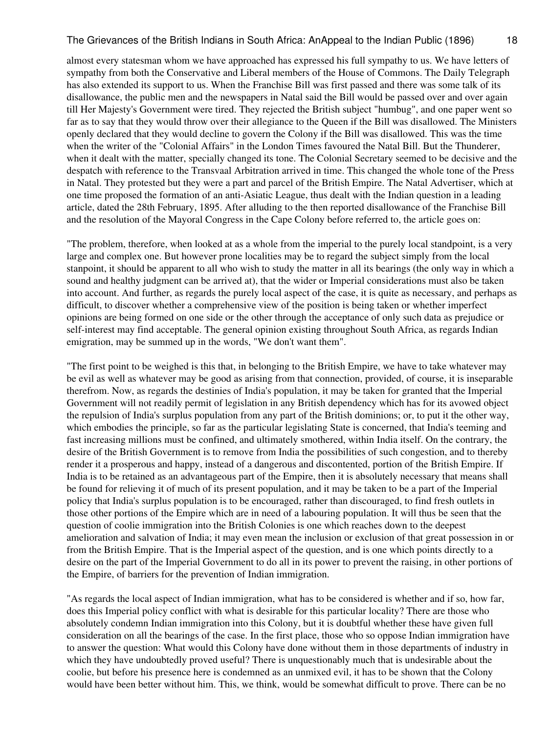almost every statesman whom we have approached has expressed his full sympathy to us. We have letters of sympathy from both the Conservative and Liberal members of the House of Commons. The Daily Telegraph has also extended its support to us. When the Franchise Bill was first passed and there was some talk of its disallowance, the public men and the newspapers in Natal said the Bill would be passed over and over again till Her Majesty's Government were tired. They rejected the British subject "humbug", and one paper went so far as to say that they would throw over their allegiance to the Queen if the Bill was disallowed. The Ministers openly declared that they would decline to govern the Colony if the Bill was disallowed. This was the time when the writer of the "Colonial Affairs" in the London Times favoured the Natal Bill. But the Thunderer, when it dealt with the matter, specially changed its tone. The Colonial Secretary seemed to be decisive and the despatch with reference to the Transvaal Arbitration arrived in time. This changed the whole tone of the Press in Natal. They protested but they were a part and parcel of the British Empire. The Natal Advertiser, which at one time proposed the formation of an anti-Asiatic League, thus dealt with the Indian question in a leading article, dated the 28th February, 1895. After alluding to the then reported disallowance of the Franchise Bill and the resolution of the Mayoral Congress in the Cape Colony before referred to, the article goes on:

"The problem, therefore, when looked at as a whole from the imperial to the purely local standpoint, is a very large and complex one. But however prone localities may be to regard the subject simply from the local stanpoint, it should be apparent to all who wish to study the matter in all its bearings (the only way in which a sound and healthy judgment can be arrived at), that the wider or Imperial considerations must also be taken into account. And further, as regards the purely local aspect of the case, it is quite as necessary, and perhaps as difficult, to discover whether a comprehensive view of the position is being taken or whether imperfect opinions are being formed on one side or the other through the acceptance of only such data as prejudice or self-interest may find acceptable. The general opinion existing throughout South Africa, as regards Indian emigration, may be summed up in the words, "We don't want them".

"The first point to be weighed is this that, in belonging to the British Empire, we have to take whatever may be evil as well as whatever may be good as arising from that connection, provided, of course, it is inseparable therefrom. Now, as regards the destinies of India's population, it may be taken for granted that the Imperial Government will not readily permit of legislation in any British dependency which has for its avowed object the repulsion of India's surplus population from any part of the British dominions; or, to put it the other way, which embodies the principle, so far as the particular legislating State is concerned, that India's teeming and fast increasing millions must be confined, and ultimately smothered, within India itself. On the contrary, the desire of the British Government is to remove from India the possibilities of such congestion, and to thereby render it a prosperous and happy, instead of a dangerous and discontented, portion of the British Empire. If India is to be retained as an advantageous part of the Empire, then it is absolutely necessary that means shall be found for relieving it of much of its present population, and it may be taken to be a part of the Imperial policy that India's surplus population is to be encouraged, rather than discouraged, to find fresh outlets in those other portions of the Empire which are in need of a labouring population. It will thus be seen that the question of coolie immigration into the British Colonies is one which reaches down to the deepest amelioration and salvation of India; it may even mean the inclusion or exclusion of that great possession in or from the British Empire. That is the Imperial aspect of the question, and is one which points directly to a desire on the part of the Imperial Government to do all in its power to prevent the raising, in other portions of the Empire, of barriers for the prevention of Indian immigration.

"As regards the local aspect of Indian immigration, what has to be considered is whether and if so, how far, does this Imperial policy conflict with what is desirable for this particular locality? There are those who absolutely condemn Indian immigration into this Colony, but it is doubtful whether these have given full consideration on all the bearings of the case. In the first place, those who so oppose Indian immigration have to answer the question: What would this Colony have done without them in those departments of industry in which they have undoubtedly proved useful? There is unquestionably much that is undesirable about the coolie, but before his presence here is condemned as an unmixed evil, it has to be shown that the Colony would have been better without him. This, we think, would be somewhat difficult to prove. There can be no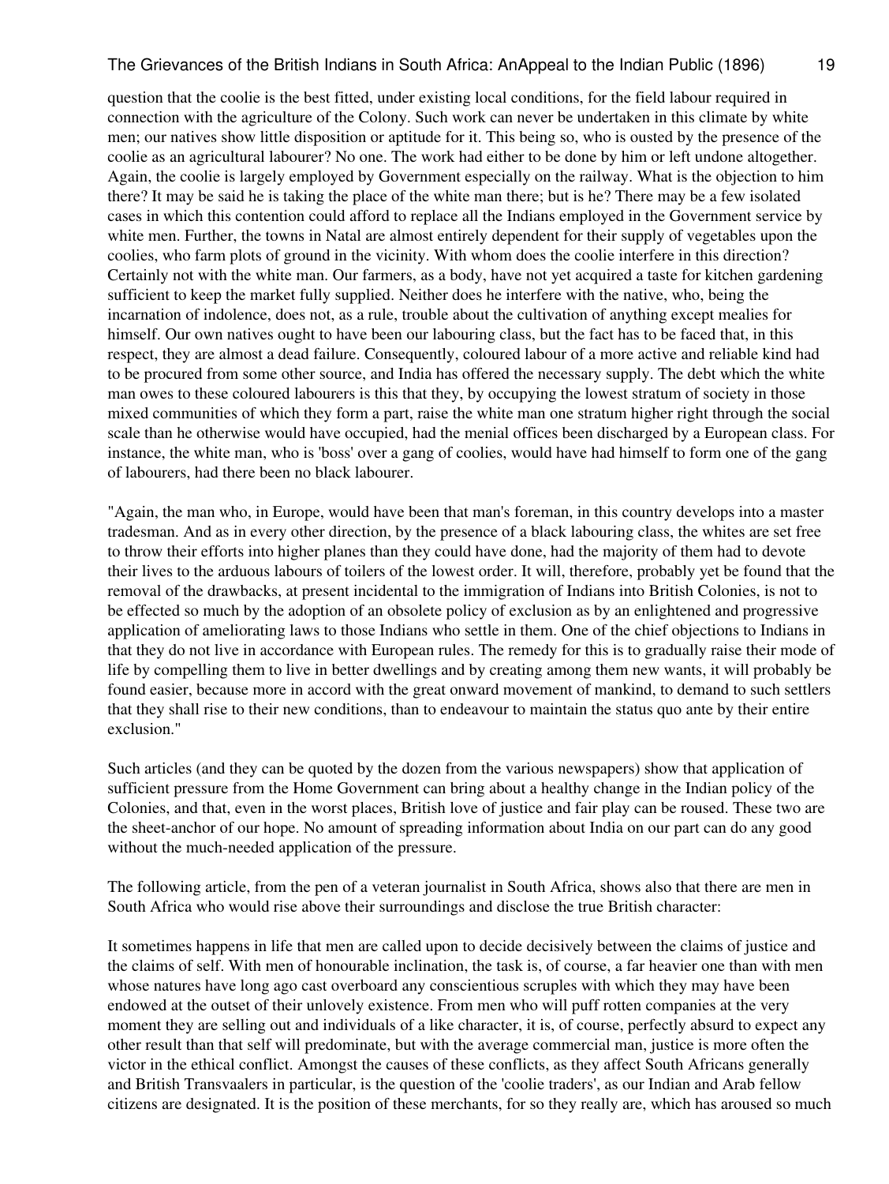question that the coolie is the best fitted, under existing local conditions, for the field labour required in connection with the agriculture of the Colony. Such work can never be undertaken in this climate by white men; our natives show little disposition or aptitude for it. This being so, who is ousted by the presence of the coolie as an agricultural labourer? No one. The work had either to be done by him or left undone altogether. Again, the coolie is largely employed by Government especially on the railway. What is the objection to him there? It may be said he is taking the place of the white man there; but is he? There may be a few isolated cases in which this contention could afford to replace all the Indians employed in the Government service by white men. Further, the towns in Natal are almost entirely dependent for their supply of vegetables upon the coolies, who farm plots of ground in the vicinity. With whom does the coolie interfere in this direction? Certainly not with the white man. Our farmers, as a body, have not yet acquired a taste for kitchen gardening sufficient to keep the market fully supplied. Neither does he interfere with the native, who, being the incarnation of indolence, does not, as a rule, trouble about the cultivation of anything except mealies for himself. Our own natives ought to have been our labouring class, but the fact has to be faced that, in this respect, they are almost a dead failure. Consequently, coloured labour of a more active and reliable kind had to be procured from some other source, and India has offered the necessary supply. The debt which the white man owes to these coloured labourers is this that they, by occupying the lowest stratum of society in those mixed communities of which they form a part, raise the white man one stratum higher right through the social scale than he otherwise would have occupied, had the menial offices been discharged by a European class. For instance, the white man, who is 'boss' over a gang of coolies, would have had himself to form one of the gang of labourers, had there been no black labourer.

"Again, the man who, in Europe, would have been that man's foreman, in this country develops into a master tradesman. And as in every other direction, by the presence of a black labouring class, the whites are set free to throw their efforts into higher planes than they could have done, had the majority of them had to devote their lives to the arduous labours of toilers of the lowest order. It will, therefore, probably yet be found that the removal of the drawbacks, at present incidental to the immigration of Indians into British Colonies, is not to be effected so much by the adoption of an obsolete policy of exclusion as by an enlightened and progressive application of ameliorating laws to those Indians who settle in them. One of the chief objections to Indians in that they do not live in accordance with European rules. The remedy for this is to gradually raise their mode of life by compelling them to live in better dwellings and by creating among them new wants, it will probably be found easier, because more in accord with the great onward movement of mankind, to demand to such settlers that they shall rise to their new conditions, than to endeavour to maintain the status quo ante by their entire exclusion."

Such articles (and they can be quoted by the dozen from the various newspapers) show that application of sufficient pressure from the Home Government can bring about a healthy change in the Indian policy of the Colonies, and that, even in the worst places, British love of justice and fair play can be roused. These two are the sheet-anchor of our hope. No amount of spreading information about India on our part can do any good without the much-needed application of the pressure.

The following article, from the pen of a veteran journalist in South Africa, shows also that there are men in South Africa who would rise above their surroundings and disclose the true British character:

It sometimes happens in life that men are called upon to decide decisively between the claims of justice and the claims of self. With men of honourable inclination, the task is, of course, a far heavier one than with men whose natures have long ago cast overboard any conscientious scruples with which they may have been endowed at the outset of their unlovely existence. From men who will puff rotten companies at the very moment they are selling out and individuals of a like character, it is, of course, perfectly absurd to expect any other result than that self will predominate, but with the average commercial man, justice is more often the victor in the ethical conflict. Amongst the causes of these conflicts, as they affect South Africans generally and British Transvaalers in particular, is the question of the 'coolie traders', as our Indian and Arab fellow citizens are designated. It is the position of these merchants, for so they really are, which has aroused so much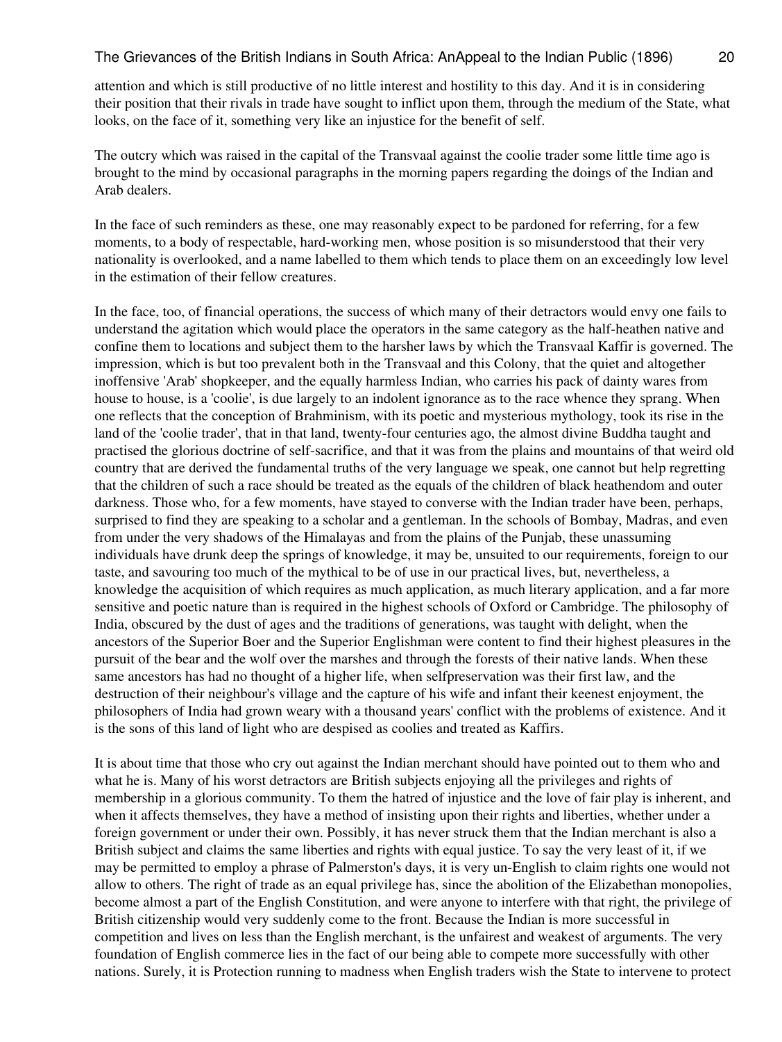attention and which is still productive of no little interest and hostility to this day. And it is in considering their position that their rivals in trade have sought to inflict upon them, through the medium of the State, what looks, on the face of it, something very like an injustice for the benefit of self.

The outcry which was raised in the capital of the Transvaal against the coolie trader some little time ago is brought to the mind by occasional paragraphs in the morning papers regarding the doings of the Indian and Arab dealers.

In the face of such reminders as these, one may reasonably expect to be pardoned for referring, for a few moments, to a body of respectable, hard-working men, whose position is so misunderstood that their very nationality is overlooked, and a name labelled to them which tends to place them on an exceedingly low level in the estimation of their fellow creatures.

In the face, too, of financial operations, the success of which many of their detractors would envy one fails to understand the agitation which would place the operators in the same category as the half-heathen native and confine them to locations and subject them to the harsher laws by which the Transvaal Kaffir is governed. The impression, which is but too prevalent both in the Transvaal and this Colony, that the quiet and altogether inoffensive 'Arab' shopkeeper, and the equally harmless Indian, who carries his pack of dainty wares from house to house, is a 'coolie', is due largely to an indolent ignorance as to the race whence they sprang. When one reflects that the conception of Brahminism, with its poetic and mysterious mythology, took its rise in the land of the 'coolie trader', that in that land, twenty-four centuries ago, the almost divine Buddha taught and practised the glorious doctrine of self-sacrifice, and that it was from the plains and mountains of that weird old country that are derived the fundamental truths of the very language we speak, one cannot but help regretting that the children of such a race should be treated as the equals of the children of black heathendom and outer darkness. Those who, for a few moments, have stayed to converse with the Indian trader have been, perhaps, surprised to find they are speaking to a scholar and a gentleman. In the schools of Bombay, Madras, and even from under the very shadows of the Himalayas and from the plains of the Punjab, these unassuming individuals have drunk deep the springs of knowledge, it may be, unsuited to our requirements, foreign to our taste, and savouring too much of the mythical to be of use in our practical lives, but, nevertheless, a knowledge the acquisition of which requires as much application, as much literary application, and a far more sensitive and poetic nature than is required in the highest schools of Oxford or Cambridge. The philosophy of India, obscured by the dust of ages and the traditions of generations, was taught with delight, when the ancestors of the Superior Boer and the Superior Englishman were content to find their highest pleasures in the pursuit of the bear and the wolf over the marshes and through the forests of their native lands. When these same ancestors has had no thought of a higher life, when selfpreservation was their first law, and the destruction of their neighbour's village and the capture of his wife and infant their keenest enjoyment, the philosophers of India had grown weary with a thousand years' conflict with the problems of existence. And it is the sons of this land of light who are despised as coolies and treated as Kaffirs.

It is about time that those who cry out against the Indian merchant should have pointed out to them who and what he is. Many of his worst detractors are British subjects enjoying all the privileges and rights of membership in a glorious community. To them the hatred of injustice and the love of fair play is inherent, and when it affects themselves, they have a method of insisting upon their rights and liberties, whether under a foreign government or under their own. Possibly, it has never struck them that the Indian merchant is also a British subject and claims the same liberties and rights with equal justice. To say the very least of it, if we may be permitted to employ a phrase of Palmerston's days, it is very un-English to claim rights one would not allow to others. The right of trade as an equal privilege has, since the abolition of the Elizabethan monopolies, become almost a part of the English Constitution, and were anyone to interfere with that right, the privilege of British citizenship would very suddenly come to the front. Because the Indian is more successful in competition and lives on less than the English merchant, is the unfairest and weakest of arguments. The very foundation of English commerce lies in the fact of our being able to compete more successfully with other nations. Surely, it is Protection running to madness when English traders wish the State to intervene to protect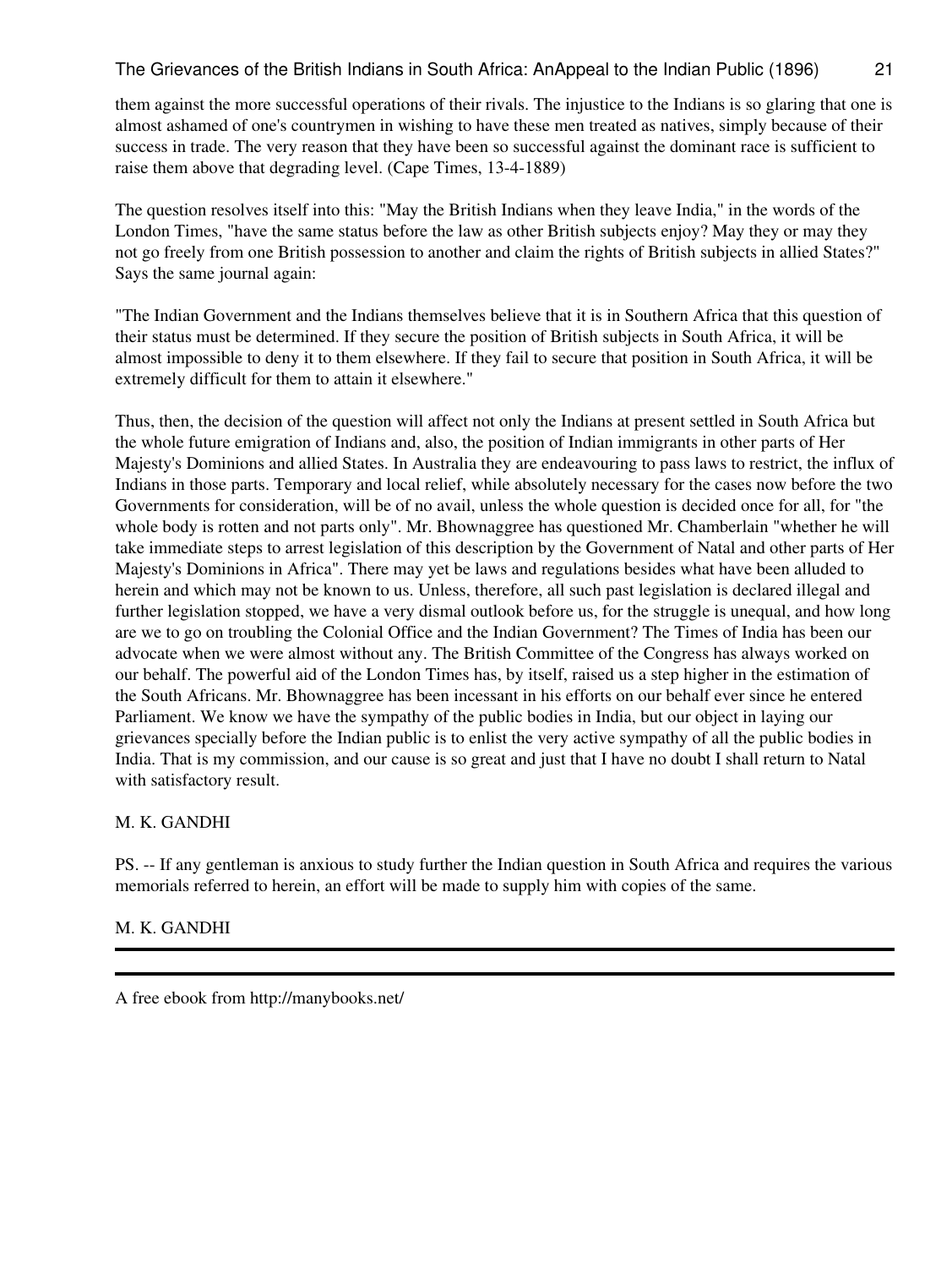them against the more successful operations of their rivals. The injustice to the Indians is so glaring that one is almost ashamed of one's countrymen in wishing to have these men treated as natives, simply because of their success in trade. The very reason that they have been so successful against the dominant race is sufficient to raise them above that degrading level. (Cape Times, 13-4-1889)

The question resolves itself into this: "May the British Indians when they leave India," in the words of the London Times, "have the same status before the law as other British subjects enjoy? May they or may they not go freely from one British possession to another and claim the rights of British subjects in allied States?" Says the same journal again:

"The Indian Government and the Indians themselves believe that it is in Southern Africa that this question of their status must be determined. If they secure the position of British subjects in South Africa, it will be almost impossible to deny it to them elsewhere. If they fail to secure that position in South Africa, it will be extremely difficult for them to attain it elsewhere."

Thus, then, the decision of the question will affect not only the Indians at present settled in South Africa but the whole future emigration of Indians and, also, the position of Indian immigrants in other parts of Her Majesty's Dominions and allied States. In Australia they are endeavouring to pass laws to restrict, the influx of Indians in those parts. Temporary and local relief, while absolutely necessary for the cases now before the two Governments for consideration, will be of no avail, unless the whole question is decided once for all, for "the whole body is rotten and not parts only". Mr. Bhownaggree has questioned Mr. Chamberlain "whether he will take immediate steps to arrest legislation of this description by the Government of Natal and other parts of Her Majesty's Dominions in Africa". There may yet be laws and regulations besides what have been alluded to herein and which may not be known to us. Unless, therefore, all such past legislation is declared illegal and further legislation stopped, we have a very dismal outlook before us, for the struggle is unequal, and how long are we to go on troubling the Colonial Office and the Indian Government? The Times of India has been our advocate when we were almost without any. The British Committee of the Congress has always worked on our behalf. The powerful aid of the London Times has, by itself, raised us a step higher in the estimation of the South Africans. Mr. Bhownaggree has been incessant in his efforts on our behalf ever since he entered Parliament. We know we have the sympathy of the public bodies in India, but our object in laying our grievances specially before the Indian public is to enlist the very active sympathy of all the public bodies in India. That is my commission, and our cause is so great and just that I have no doubt I shall return to Natal with satisfactory result.

M. K. GANDHI

PS. -- If any gentleman is anxious to study further the Indian question in South Africa and requires the various memorials referred to herein, an effort will be made to supply him with copies of the same.

M. K. GANDHI

---

A free ebook from http://manybooks.net/